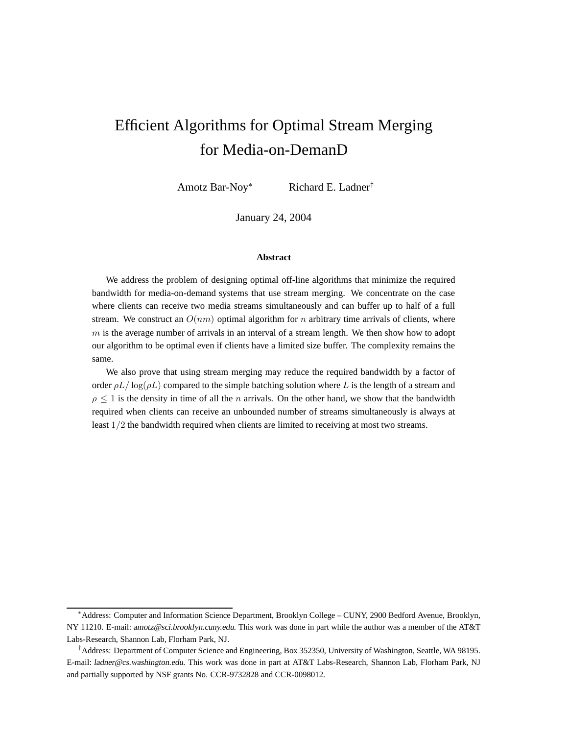# Efficient Algorithms for Optimal Stream Merging for Media-on-DemanD

Amotz Bar-Noy[*] Richard E. Ladner[†]

January 24, 2004

**Abstract**

We address the problem of designing optimal off-line algorithms that minimize the required bandwidth for media-on-demand systems that use stream merging. We concentrate on the case where clients can receive two media streams simultaneously and can buffer up to half of a full stream. We construct an $O(nm)$ optimal algorithm for $n$ arbitrary time arrivals of clients, where $m$ is the average number of arrivals in an interval of a stream length. We then show how to adopt our algorithm to be optimal even if clients have a limited size buffer. The complexity remains the same.

We also prove that using stream merging may reduce the required bandwidth by a factor of order $\rho L / \log(\rho L)$ compared to the simple batching solution where $L$ is the length of a stream and $\rho \leq 1$ is the density in time of all the $n$ arrivals. On the other hand, we show that the bandwidth required when clients can receive an unbounded number of streams simultaneously is always at least $1/2$ the bandwidth required when clients are limited to receiving at most two streams.

---

[*] Address: Computer and Information Science Department, Brooklyn College – CUNY, 2900 Bedford Avenue, Brooklyn, NY 11210. E-mail: *amotz@sci.brooklyn.cuny.edu*. This work was done in part while the author was a member of the AT&T Labs-Research, Shannon Lab, Florham Park, NJ.

[†] Address: Department of Computer Science and Engineering, Box 352350, University of Washington, Seattle, WA 98195. E-mail: *ladner@cs.washington.edu*. This work was done in part at AT&T Labs-Research, Shannon Lab, Florham Park, NJ and partially supported by NSF grants No. CCR-9732828 and CCR-0098012.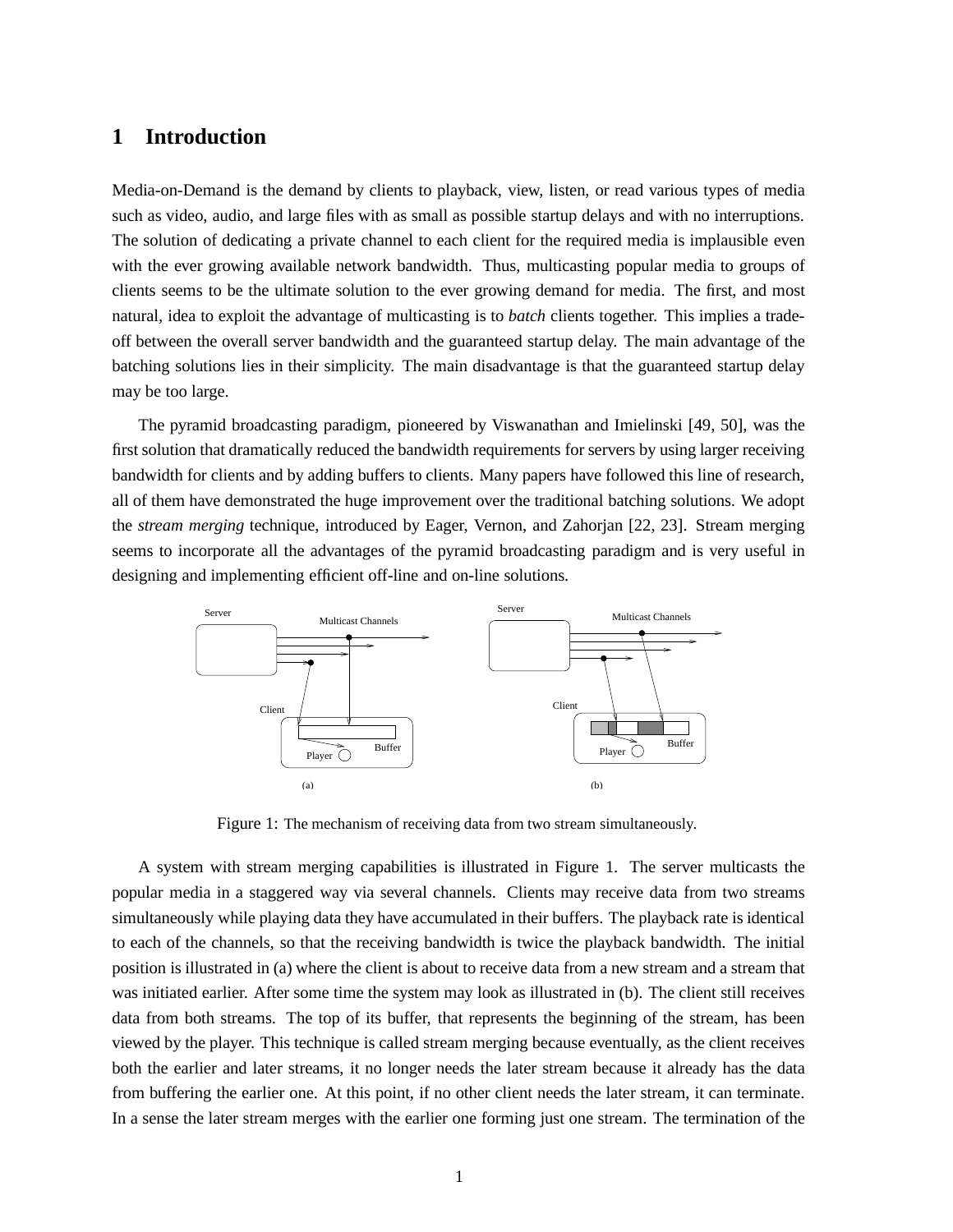# 1 Introduction

Media-on-Demand is the demand by clients to playback, view, listen, or read various types of media such as video, audio, and large files with as small as possible startup delays and with no interruptions. The solution of dedicating a private channel to each client for the required media is implausible even with the ever growing available network bandwidth. Thus, multicasting popular media to groups of clients seems to be the ultimate solution to the ever growing demand for media. The first, and most natural, idea to exploit the advantage of multicasting is to *batch* clients together. This implies a trade-off between the overall server bandwidth and the guaranteed startup delay. The main advantage of the batching solutions lies in their simplicity. The main disadvantage is that the guaranteed startup delay may be too large.

The pyramid broadcasting paradigm, pioneered by Viswanathan and Imielinski [49, 50], was the first solution that dramatically reduced the bandwidth requirements for servers by using larger receiving bandwidth for clients and by adding buffers to clients. Many papers have followed this line of research, all of them have demonstrated the huge improvement over the traditional batching solutions. We adopt the *stream merging* technique, introduced by Eager, Vernon, and Zahorjan [22, 23]. Stream merging seems to incorporate all the advantages of the pyramid broadcasting paradigm and is very useful in designing and implementing efficient off-line and on-line solutions.

Figure 1: The mechanism of receiving data from two stream simultaneously.

A system with stream merging capabilities is illustrated in Figure 1. The server multicasts the popular media in a staggered way via several channels. Clients may receive data from two streams simultaneously while playing data they have accumulated in their buffers. The playback rate is identical to each of the channels, so that the receiving bandwidth is twice the playback bandwidth. The initial position is illustrated in (a) where the client is about to receive data from a new stream and a stream that was initiated earlier. After some time the system may look as illustrated in (b). The client still receives data from both streams. The top of its buffer, that represents the beginning of the stream, has been viewed by the player. This technique is called stream merging because eventually, as the client receives both the earlier and later streams, it no longer needs the later stream because it already has the data from buffering the earlier one. At this point, if no other client needs the later stream, it can terminate. In a sense the later stream merges with the earlier one forming just one stream. The termination of the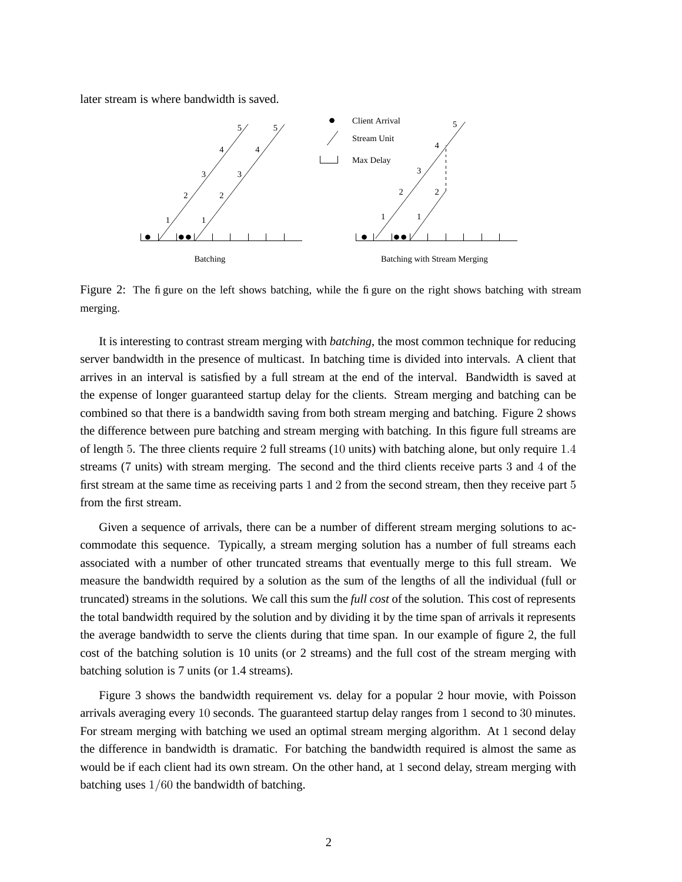later stream is where bandwidth is saved.

Figure 2: The figure on the left shows batching, while the figure on the right shows batching with stream merging.

It is interesting to contrast stream merging with *batching*, the most common technique for reducing server bandwidth in the presence of multicast. In batching time is divided into intervals. A client that arrives in an interval is satisfied by a full stream at the end of the interval. Bandwidth is saved at the expense of longer guaranteed startup delay for the clients. Stream merging and batching can be combined so that there is a bandwidth saving from both stream merging and batching. Figure 2 shows the difference between pure batching and stream merging with batching. In this figure full streams are of length $5$. The three clients require $2$ full streams ($10$ units) with batching alone, but only require $1.4$ streams (7 units) with stream merging. The second and the third clients receive parts $3$ and $4$ of the first stream at the same time as receiving parts $1$ and $2$ from the second stream, then they receive part $5$ from the first stream.

Given a sequence of arrivals, there can be a number of different stream merging solutions to accommodate this sequence. Typically, a stream merging solution has a number of full streams each associated with a number of other truncated streams that eventually merge to this full stream. We measure the bandwidth required by a solution as the sum of the lengths of all the individual (full or truncated) streams in the solutions. We call this sum the *full cost* of the solution. This cost of represents the total bandwidth required by the solution and by dividing it by the time span of arrivals it represents the average bandwidth to serve the clients during that time span. In our example of figure 2, the full cost of the batching solution is 10 units (or 2 streams) and the full cost of the stream merging with batching solution is 7 units (or 1.4 streams).

Figure 3 shows the bandwidth requirement vs. delay for a popular $2$ hour movie, with Poisson arrivals averaging every $10$ seconds. The guaranteed startup delay ranges from $1$ second to $30$ minutes. For stream merging with batching we used an optimal stream merging algorithm. At $1$ second delay the difference in bandwidth is dramatic. For batching the bandwidth required is almost the same as would be if each client had its own stream. On the other hand, at $1$ second delay, stream merging with batching uses $1/60$ the bandwidth of batching.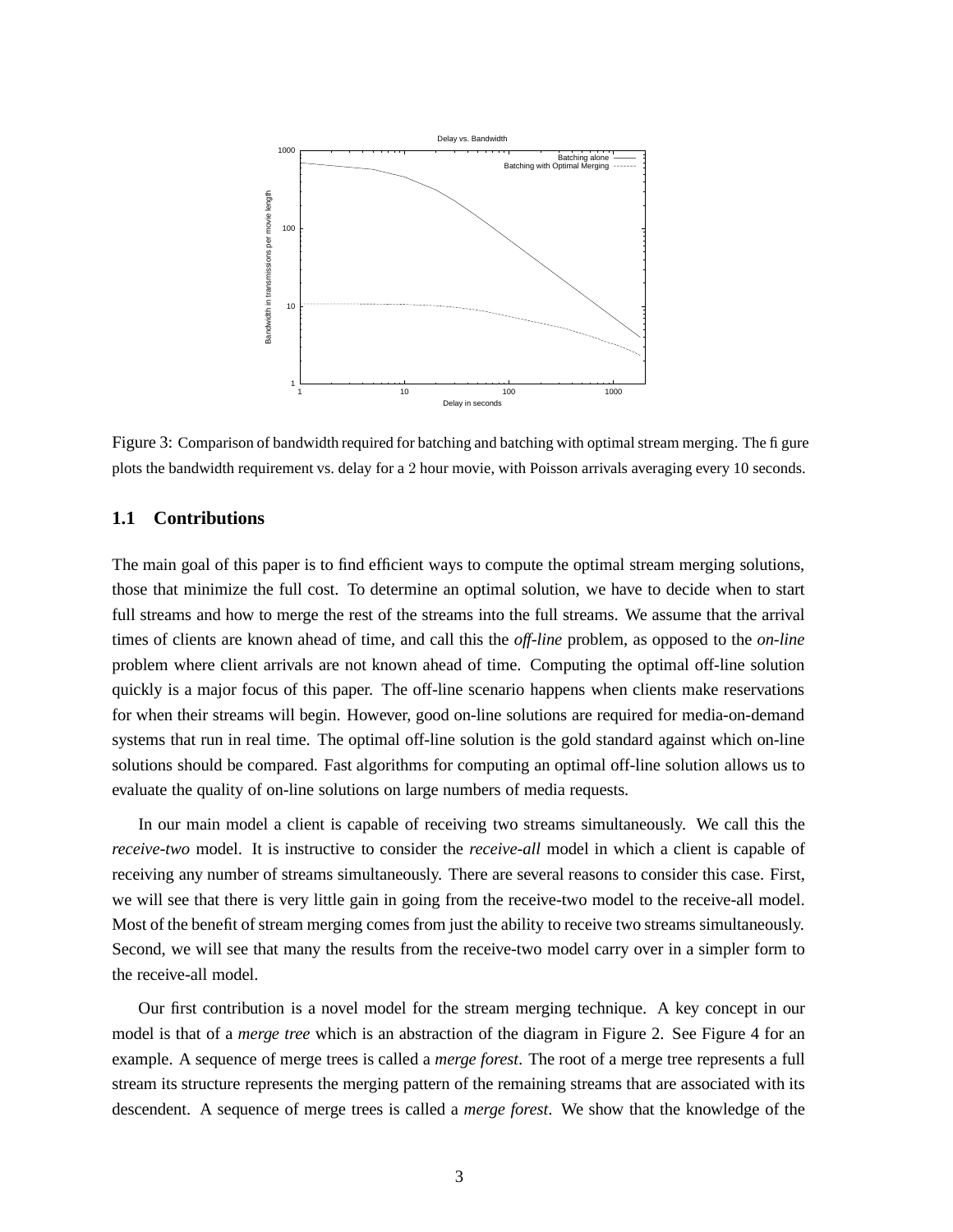Figure 3: Comparison of bandwidth required for batching and batching with optimal stream merging. The figure plots the bandwidth requirement vs. delay for a 2 hour movie, with Poisson arrivals averaging every 10 seconds.

## 1.1 Contributions

The main goal of this paper is to find efficient ways to compute the optimal stream merging solutions, those that minimize the full cost. To determine an optimal solution, we have to decide when to start full streams and how to merge the rest of the streams into the full streams. We assume that the arrival times of clients are known ahead of time, and call this the *off-line* problem, as opposed to the *on-line* problem where client arrivals are not known ahead of time. Computing the optimal off-line solution quickly is a major focus of this paper. The off-line scenario happens when clients make reservations for when their streams will begin. However, good on-line solutions are required for media-on-demand systems that run in real time. The optimal off-line solution is the gold standard against which on-line solutions should be compared. Fast algorithms for computing an optimal off-line solution allows us to evaluate the quality of on-line solutions on large numbers of media requests.

In our main model a client is capable of receiving two streams simultaneously. We call this the *receive-two* model. It is instructive to consider the *receive-all* model in which a client is capable of receiving any number of streams simultaneously. There are several reasons to consider this case. First, we will see that there is very little gain in going from the receive-two model to the receive-all model. Most of the benefit of stream merging comes from just the ability to receive two streams simultaneously. Second, we will see that many the results from the receive-two model carry over in a simpler form to the receive-all model.

Our first contribution is a novel model for the stream merging technique. A key concept in our model is that of a *merge tree* which is an abstraction of the diagram in Figure 2. See Figure 4 for an example. A sequence of merge trees is called a *merge forest*. The root of a merge tree represents a full stream its structure represents the merging pattern of the remaining streams that are associated with its descendent. A sequence of merge trees is called a *merge forest*. We show that the knowledge of the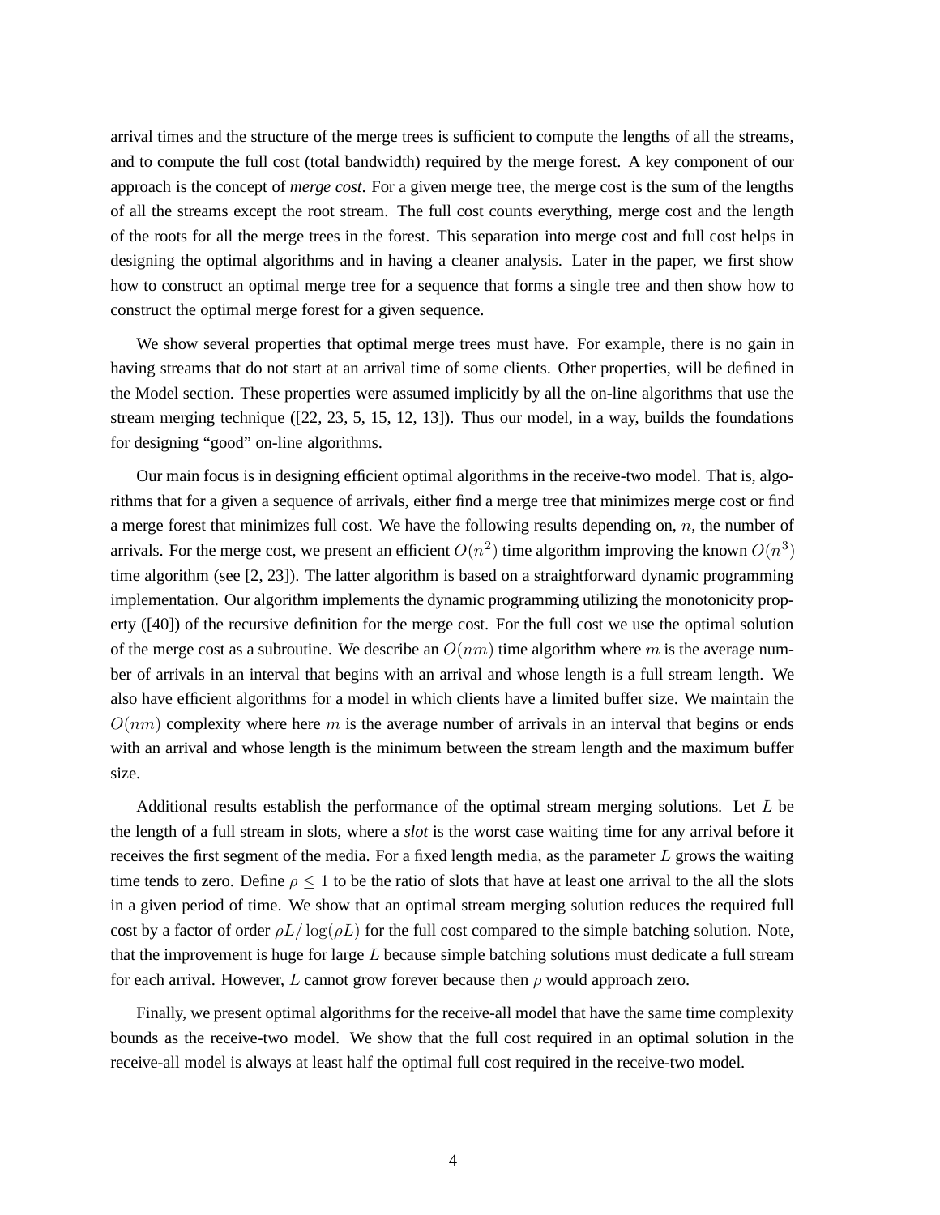arrival times and the structure of the merge trees is sufficient to compute the lengths of all the streams, and to compute the full cost (total bandwidth) required by the merge forest. A key component of our approach is the concept of *merge cost*. For a given merge tree, the merge cost is the sum of the lengths of all the streams except the root stream. The full cost counts everything, merge cost and the length of the roots for all the merge trees in the forest. This separation into merge cost and full cost helps in designing the optimal algorithms and in having a cleaner analysis. Later in the paper, we first show how to construct an optimal merge tree for a sequence that forms a single tree and then show how to construct the optimal merge forest for a given sequence.

We show several properties that optimal merge trees must have. For example, there is no gain in having streams that do not start at an arrival time of some clients. Other properties, will be defined in the Model section. These properties were assumed implicitly by all the on-line algorithms that use the stream merging technique ([22, 23, 5, 15, 12, 13]). Thus our model, in a way, builds the foundations for designing "good" on-line algorithms.

Our main focus is in designing efficient optimal algorithms in the receive-two model. That is, algorithms that for a given a sequence of arrivals, either find a merge tree that minimizes merge cost or find a merge forest that minimizes full cost. We have the following results depending on, $n$, the number of arrivals. For the merge cost, we present an efficient $O(n^2)$ time algorithm improving the known $O(n^3)$ time algorithm (see [2, 23]). The latter algorithm is based on a straightforward dynamic programming implementation. Our algorithm implements the dynamic programming utilizing the monotonicity property ([40]) of the recursive definition for the merge cost. For the full cost we use the optimal solution of the merge cost as a subroutine. We describe an $O(nm)$ time algorithm where $m$ is the average number of arrivals in an interval that begins with an arrival and whose length is a full stream length. We also have efficient algorithms for a model in which clients have a limited buffer size. We maintain the $O(nm)$ complexity where here $m$ is the average number of arrivals in an interval that begins or ends with an arrival and whose length is the minimum between the stream length and the maximum buffer size.

Additional results establish the performance of the optimal stream merging solutions. Let $L$ be the length of a full stream in slots, where a *slot* is the worst case waiting time for any arrival before it receives the first segment of the media. For a fixed length media, as the parameter $L$ grows the waiting time tends to zero. Define $\rho \leq 1$ to be the ratio of slots that have at least one arrival to the all the slots in a given period of time. We show that an optimal stream merging solution reduces the required full cost by a factor of order $\rho L / \log(\rho L)$ for the full cost compared to the simple batching solution. Note, that the improvement is huge for large $L$ because simple batching solutions must dedicate a full stream for each arrival. However, $L$ cannot grow forever because then $\rho$ would approach zero.

Finally, we present optimal algorithms for the receive-all model that have the same time complexity bounds as the receive-two model. We show that the full cost required in an optimal solution in the receive-all model is always at least half the optimal full cost required in the receive-two model.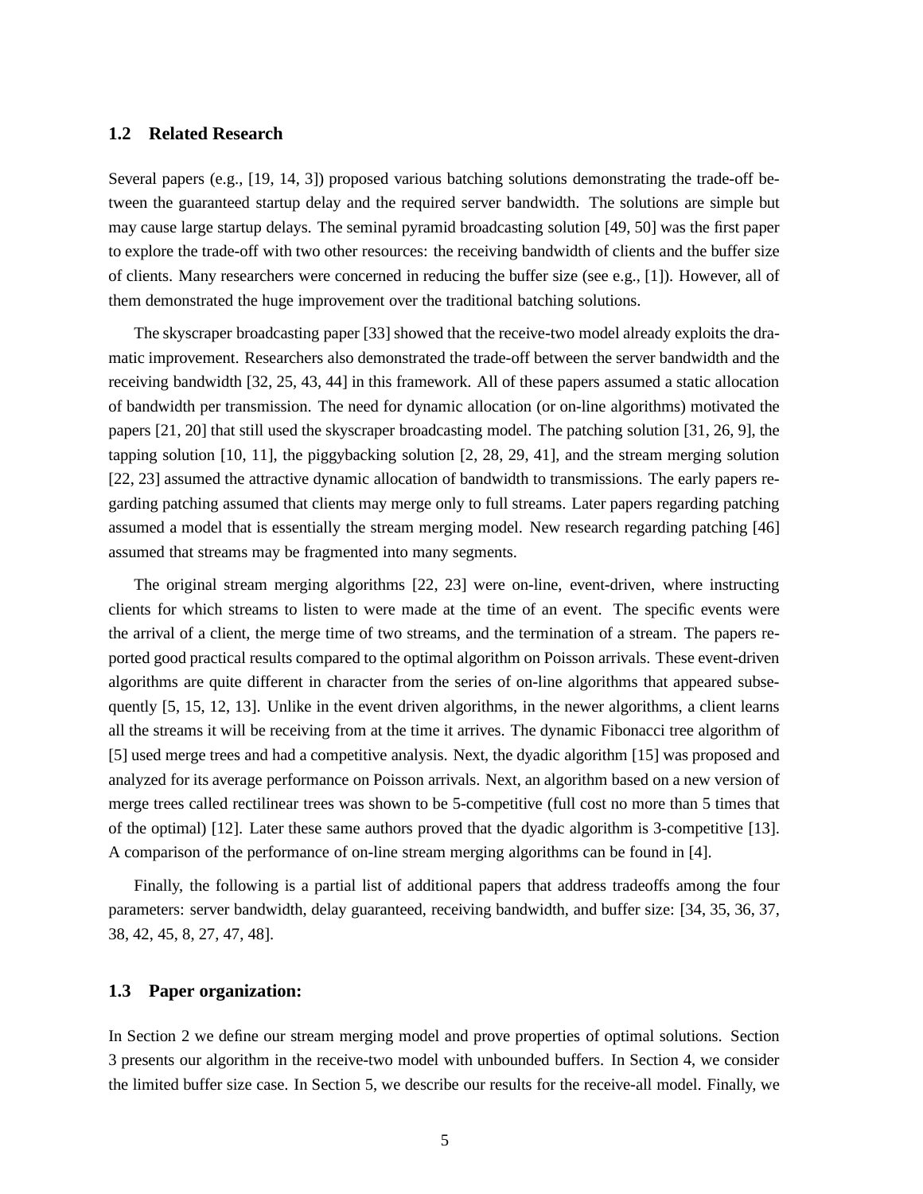### 1.2 Related Research

Several papers (e.g., [19, 14, 3]) proposed various batching solutions demonstrating the trade-off between the guaranteed startup delay and the required server bandwidth. The solutions are simple but may cause large startup delays. The seminal pyramid broadcasting solution [49, 50] was the first paper to explore the trade-off with two other resources: the receiving bandwidth of clients and the buffer size of clients. Many researchers were concerned in reducing the buffer size (see e.g., [1]). However, all of them demonstrated the huge improvement over the traditional batching solutions.

The skyscraper broadcasting paper [33] showed that the receive-two model already exploits the dramatic improvement. Researchers also demonstrated the trade-off between the server bandwidth and the receiving bandwidth [32, 25, 43, 44] in this framework. All of these papers assumed a static allocation of bandwidth per transmission. The need for dynamic allocation (or on-line algorithms) motivated the papers [21, 20] that still used the skyscraper broadcasting model. The patching solution [31, 26, 9], the tapping solution [10, 11], the piggybacking solution [2, 28, 29, 41], and the stream merging solution [22, 23] assumed the attractive dynamic allocation of bandwidth to transmissions. The early papers regarding patching assumed that clients may merge only to full streams. Later papers regarding patching assumed a model that is essentially the stream merging model. New research regarding patching [46] assumed that streams may be fragmented into many segments.

The original stream merging algorithms [22, 23] were on-line, event-driven, where instructing clients for which streams to listen to were made at the time of an event. The specific events were the arrival of a client, the merge time of two streams, and the termination of a stream. The papers reported good practical results compared to the optimal algorithm on Poisson arrivals. These event-driven algorithms are quite different in character from the series of on-line algorithms that appeared subsequently [5, 15, 12, 13]. Unlike in the event driven algorithms, in the newer algorithms, a client learns all the streams it will be receiving from at the time it arrives. The dynamic Fibonacci tree algorithm of [5] used merge trees and had a competitive analysis. Next, the dyadic algorithm [15] was proposed and analyzed for its average performance on Poisson arrivals. Next, an algorithm based on a new version of merge trees called rectilinear trees was shown to be 5-competitive (full cost no more than 5 times that of the optimal) [12]. Later these same authors proved that the dyadic algorithm is 3-competitive [13]. A comparison of the performance of on-line stream merging algorithms can be found in [4].

Finally, the following is a partial list of additional papers that address tradeoffs among the four parameters: server bandwidth, delay guaranteed, receiving bandwidth, and buffer size: [34, 35, 36, 37, 38, 42, 45, 8, 27, 47, 48].

### 1.3 Paper organization:

In Section 2 we define our stream merging model and prove properties of optimal solutions. Section 3 presents our algorithm in the receive-two model with unbounded buffers. In Section 4, we consider the limited buffer size case. In Section 5, we describe our results for the receive-all model. Finally, we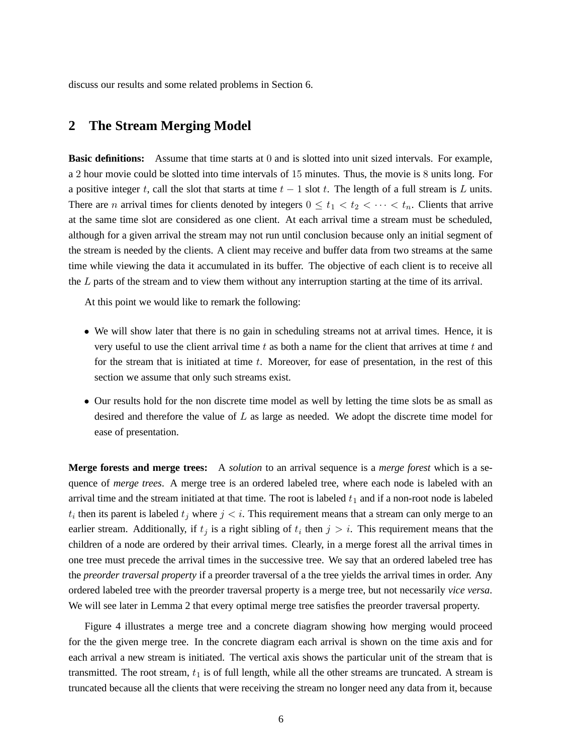discuss our results and some related problems in Section 6.

## 2 The Stream Merging Model

**Basic definitions:** Assume that time starts at $0$ and is slotted into unit sized intervals. For example, a $2$ hour movie could be slotted into time intervals of $15$ minutes. Thus, the movie is $8$ units long. For a positive integer $t$, call the slot that starts at time $t-1$ slot $t$. The length of a full stream is $L$ units. There are $n$ arrival times for clients denoted by integers $0 \leq t_1 < t_2 < \cdots < t_n$. Clients that arrive at the same time slot are considered as one client. At each arrival time a stream must be scheduled, although for a given arrival the stream may not run until conclusion because only an initial segment of the stream is needed by the clients. A client may receive and buffer data from two streams at the same time while viewing the data it accumulated in its buffer. The objective of each client is to receive all the $L$ parts of the stream and to view them without any interruption starting at the time of its arrival.

At this point we would like to remark the following:

- We will show later that there is no gain in scheduling streams not at arrival times. Hence, it is very useful to use the client arrival time $t$ as both a name for the client that arrives at time $t$ and for the stream that is initiated at time $t$. Moreover, for ease of presentation, in the rest of this section we assume that only such streams exist.
- Our results hold for the non discrete time model as well by letting the time slots be as small as desired and therefore the value of $L$ as large as needed. We adopt the discrete time model for ease of presentation.

**Merge forests and merge trees:** A *solution* to an arrival sequence is a *merge forest* which is a sequence of *merge trees*. A merge tree is an ordered labeled tree, where each node is labeled with an arrival time and the stream initiated at that time. The root is labeled $t_1$ and if a non-root node is labeled $t_i$ then its parent is labeled $t_j$ where $j < i$. This requirement means that a stream can only merge to an earlier stream. Additionally, if $t_j$ is a right sibling of $t_i$ then $j > i$. This requirement means that the children of a node are ordered by their arrival times. Clearly, in a merge forest all the arrival times in one tree must precede the arrival times in the successive tree. We say that an ordered labeled tree has the *preorder traversal property* if a preorder traversal of a the tree yields the arrival times in order. Any ordered labeled tree with the preorder traversal property is a merge tree, but not necessarily *vice versa*. We will see later in Lemma 2 that every optimal merge tree satisfies the preorder traversal property.

Figure 4 illustrates a merge tree and a concrete diagram showing how merging would proceed for the the given merge tree. In the concrete diagram each arrival is shown on the time axis and for each arrival a new stream is initiated. The vertical axis shows the particular unit of the stream that is transmitted. The root stream, $t_1$ is of full length, while all the other streams are truncated. A stream is truncated because all the clients that were receiving the stream no longer need any data from it, because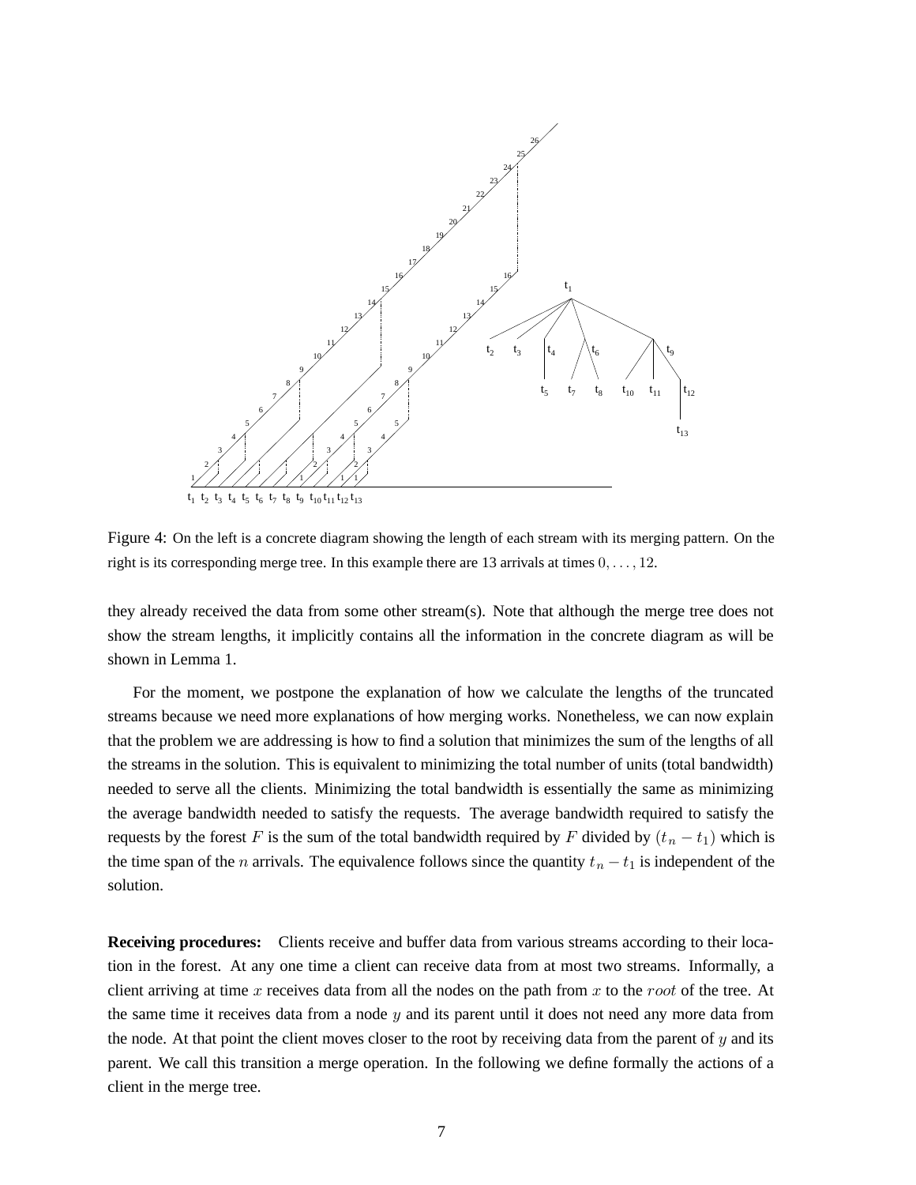Figure 4: On the left is a concrete diagram showing the length of each stream with its merging pattern. On the right is its corresponding merge tree. In this example there are 13 arrivals at times $0, \ldots, 12$.

they already received the data from some other stream(s). Note that although the merge tree does not show the stream lengths, it implicitly contains all the information in the concrete diagram as will be shown in Lemma 1.

For the moment, we postpone the explanation of how we calculate the lengths of the truncated streams because we need more explanations of how merging works. Nonetheless, we can now explain that the problem we are addressing is how to find a solution that minimizes the sum of the lengths of all the streams in the solution. This is equivalent to minimizing the total number of units (total bandwidth) needed to serve all the clients. Minimizing the total bandwidth is essentially the same as minimizing the average bandwidth needed to satisfy the requests. The average bandwidth required to satisfy the requests by the forest $F$ is the sum of the total bandwidth required by $F$ divided by $(t_n - t_1)$ which is the time span of the $n$ arrivals. The equivalence follows since the quantity $t_n - t_1$ is independent of the solution.

**Receiving procedures:** Clients receive and buffer data from various streams according to their location in the forest. At any one time a client can receive data from at most two streams. Informally, a client arriving at time $x$ receives data from all the nodes on the path from $x$ to the $root$ of the tree. At the same time it receives data from a node $y$ and its parent until it does not need any more data from the node. At that point the client moves closer to the root by receiving data from the parent of $y$ and its parent. We call this transition a merge operation. In the following we define formally the actions of a client in the merge tree.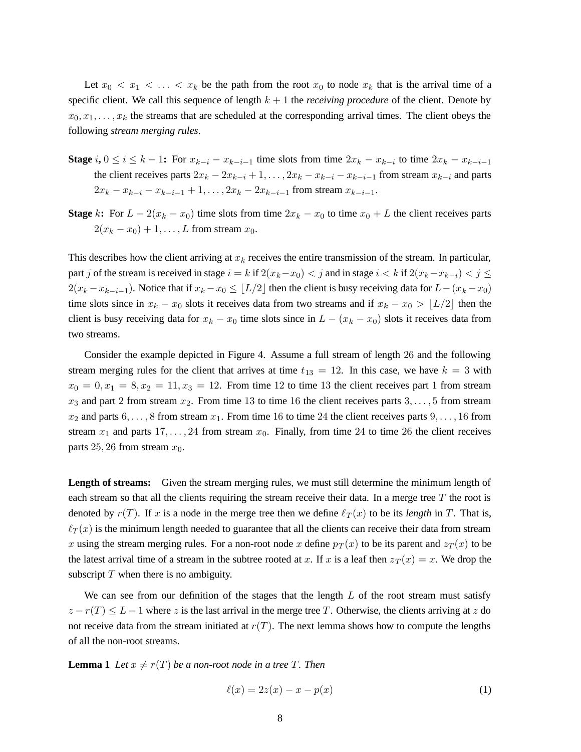Let $x_0 < x_1 < \ldots < x_k$ be the path from the root $x_0$ to node $x_k$ that is the arrival time of a specific client. We call this sequence of length $k+1$ the *receiving procedure* of the client. Denote by $x_0, x_1, \ldots, x_k$ the streams that are scheduled at the corresponding arrival times. The client obeys the following *stream merging rules*.

**Stage $i$, $0 \le i \le k-1$:** For $x_{k-i} - x_{k-i-1}$ time slots from time $2x_k - x_{k-i}$ to time $2x_k - x_{k-i-1}$ the client receives parts $2x_k - 2x_{k-i} + 1, \ldots, 2x_k - x_{k-i} - x_{k-i-1}$ from stream $x_{k-i}$ and parts $2x_k - x_{k-i} - x_{k-i-1} + 1, \ldots, 2x_k - 2x_{k-i-1}$ from stream $x_{k-i-1}$.

**Stage $k$:** For $L - 2(x_k - x_0)$ time slots from time $2x_k - x_0$ to time $x_0 + L$ the client receives parts $2(x_k - x_0) + 1, \ldots, L$ from stream $x_0$.

This describes how the client arriving at $x_k$ receives the entire transmission of the stream. In particular, part $j$ of the stream is received in stage $i = k$ if $2(x_k - x_0) < j$ and in stage $i < k$ if $2(x_k - x_{k-i}) < j \le 2(x_k - x_{k-i-1})$. Notice that if $x_k - x_0 \le \lfloor L/2 \rfloor$ then the client is busy receiving data for $L - (x_k - x_0)$ time slots since in $x_k - x_0$ slots it receives data from two streams and if $x_k - x_0 > \lfloor L/2 \rfloor$ then the client is busy receiving data for $x_k - x_0$ time slots since in $L - (x_k - x_0)$ slots it receives data from two streams.

Consider the example depicted in Figure 4. Assume a full stream of length 26 and the following stream merging rules for the client that arrives at time $t_{13} = 12$. In this case, we have $k = 3$ with $x_0 = 0, x_1 = 8, x_2 = 11, x_3 = 12$. From time 12 to time 13 the client receives part 1 from stream $x_3$ and part 2 from stream $x_2$. From time 13 to time 16 the client receives parts $3, \ldots, 5$ from stream $x_2$ and parts $6, \ldots, 8$ from stream $x_1$. From time 16 to time 24 the client receives parts $9, \ldots, 16$ from stream $x_1$ and parts $17, \ldots, 24$ from stream $x_0$. Finally, from time 24 to time 26 the client receives parts $25, 26$ from stream $x_0$.

**Length of streams:** Given the stream merging rules, we must still determine the minimum length of each stream so that all the clients requiring the stream receive their data. In a merge tree $T$ the root is denoted by $r(T)$. If $x$ is a node in the merge tree then we define $\ell_T(x)$ to be its *length* in $T$. That is, $\ell_T(x)$ is the minimum length needed to guarantee that all the clients can receive their data from stream $x$ using the stream merging rules. For a non-root node $x$ define $p_T(x)$ to be its parent and $z_T(x)$ to be the latest arrival time of a stream in the subtree rooted at $x$. If $x$ is a leaf then $z_T(x) = x$. We drop the subscript $T$ when there is no ambiguity.

We can see from our definition of the stages that the length $L$ of the root stream must satisfy $z - r(T) \le L - 1$ where $z$ is the last arrival in the merge tree $T$. Otherwise, the clients arriving at $z$ do not receive data from the stream initiated at $r(T)$. The next lemma shows how to compute the lengths of all the non-root streams.

**Lemma 1** *Let $x \ne r(T)$ be a non-root node in a tree $T$. Then*

$$\ell(x) = 2z(x) - x - p(x) \tag{1}$$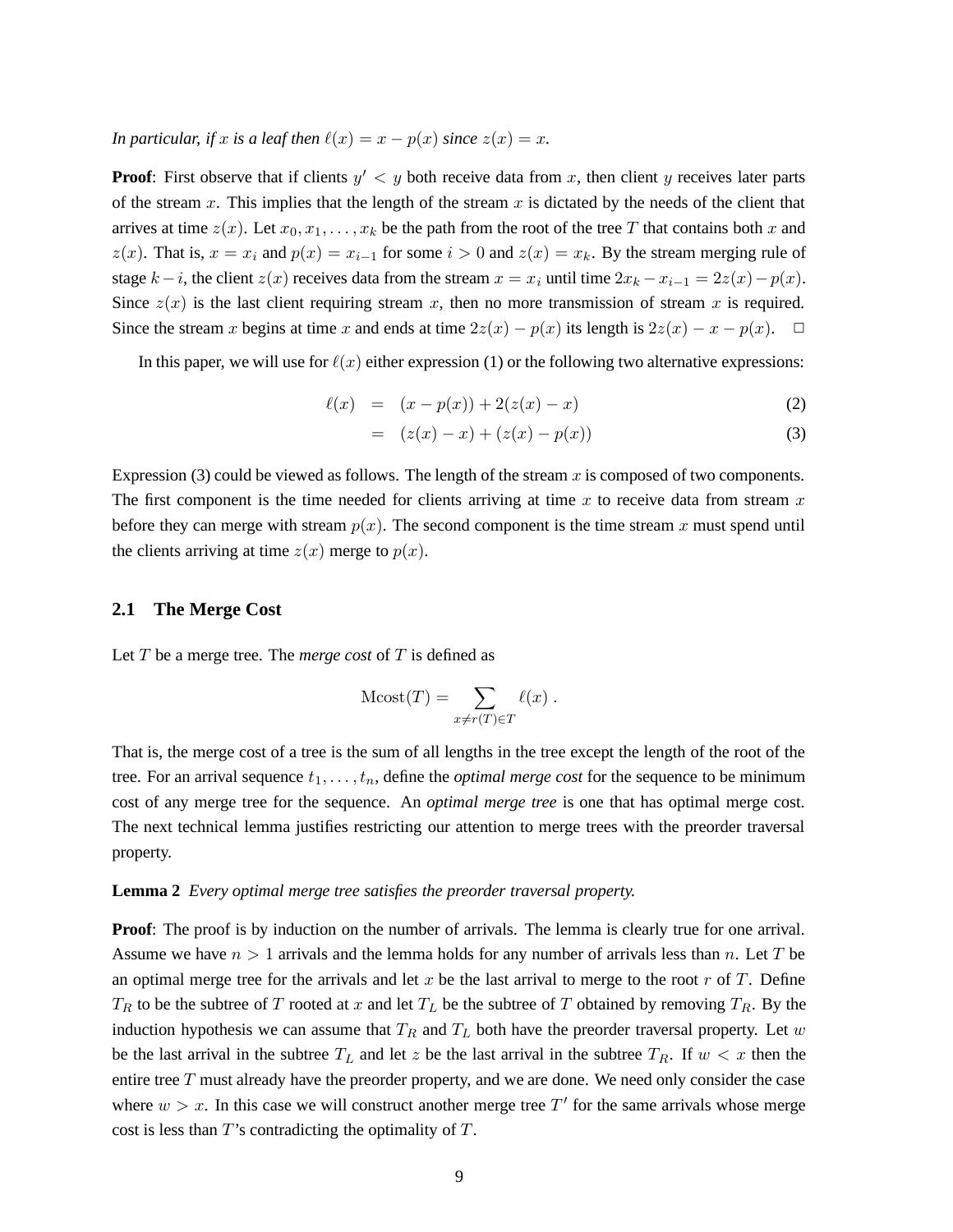*In particular, if $x$ is a leaf then $\ell(x) = x - p(x)$ since $z(x) = x$.*

**Proof**: First observe that if clients $y' < y$ both receive data from $x$, then client $y$ receives later parts of the stream $x$. This implies that the length of the stream $x$ is dictated by the needs of the client that arrives at time $z(x)$. Let $x_0, x_1, \ldots, x_k$ be the path from the root of the tree $T$ that contains both $x$ and $z(x)$. That is, $x = x_i$ and $p(x) = x_{i-1}$ for some $i > 0$ and $z(x) = x_k$. By the stream merging rule of stage $k - i$, the client $z(x)$ receives data from the stream $x = x_i$ until time $2x_k - x_{i-1} = 2z(x) - p(x)$. Since $z(x)$ is the last client requiring stream $x$, then no more transmission of stream $x$ is required. Since the stream $x$ begins at time $x$ and ends at time $2z(x) - p(x)$ its length is $2z(x) - x - p(x)$. $\square$

In this paper, we will use for $\ell(x)$ either expression (1) or the following two alternative expressions:

$$\ell(x) = (x - p(x)) + 2(z(x) - x) \tag{2}$$

$$= (z(x) - x) + (z(x) - p(x)) \tag{3}$$

Expression (3) could be viewed as follows. The length of the stream $x$ is composed of two components. The first component is the time needed for clients arriving at time $x$ to receive data from stream $x$ before they can merge with stream $p(x)$. The second component is the time stream $x$ must spend until the clients arriving at time $z(x)$ merge to $p(x)$.

## 2.1 The Merge Cost

Let $T$ be a merge tree. The *merge cost* of $T$ is defined as

$$\text{Mcost}(T) = \sum_{x \neq r(T) \in T} \ell(x) .$$

That is, the merge cost of a tree is the sum of all lengths in the tree except the length of the root of the tree. For an arrival sequence $t_1, \ldots, t_n$, define the *optimal merge cost* for the sequence to be minimum cost of any merge tree for the sequence. An *optimal merge tree* is one that has optimal merge cost. The next technical lemma justifies restricting our attention to merge trees with the preorder traversal property.

**Lemma 2** *Every optimal merge tree satisfies the preorder traversal property.*

**Proof**: The proof is by induction on the number of arrivals. The lemma is clearly true for one arrival. Assume we have $n > 1$ arrivals and the lemma holds for any number of arrivals less than $n$. Let $T$ be an optimal merge tree for the arrivals and let $x$ be the last arrival to merge to the root $r$ of $T$. Define $T_R$ to be the subtree of $T$ rooted at $x$ and let $T_L$ be the subtree of $T$ obtained by removing $T_R$. By the induction hypothesis we can assume that $T_R$ and $T_L$ both have the preorder traversal property. Let $w$ be the last arrival in the subtree $T_L$ and let $z$ be the last arrival in the subtree $T_R$. If $w < x$ then the entire tree $T$ must already have the preorder property, and we are done. We need only consider the case where $w > x$. In this case we will construct another merge tree $T'$ for the same arrivals whose merge cost is less than $T$'s contradicting the optimality of $T$.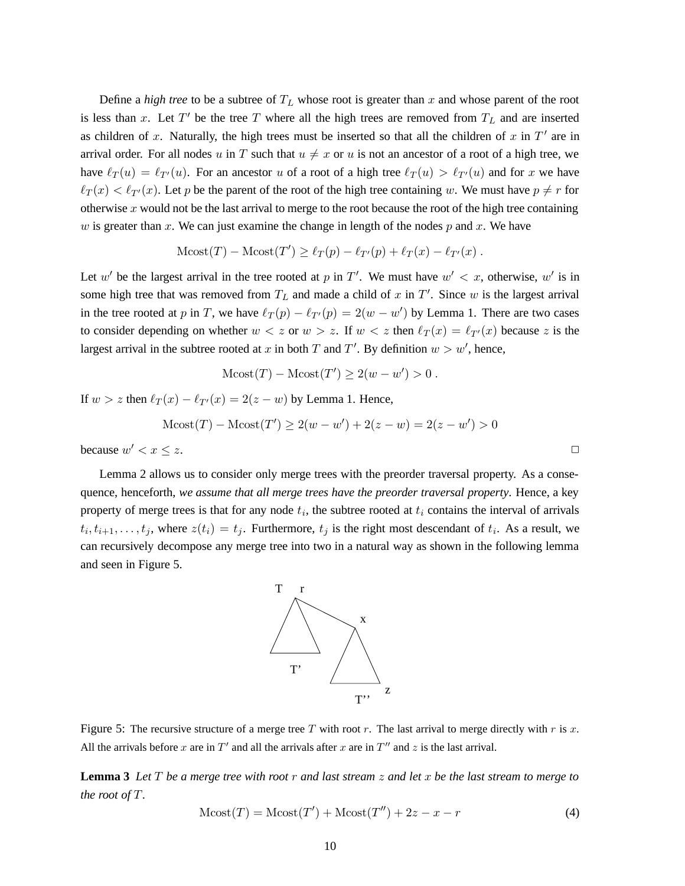Define a *high tree* to be a subtree of $T_L$ whose root is greater than $x$ and whose parent of the root is less than $x$. Let $T'$ be the tree $T$ where all the high trees are removed from $T_L$ and are inserted as children of $x$. Naturally, the high trees must be inserted so that all the children of $x$ in $T'$ are in arrival order. For all nodes $u$ in $T$ such that $u \neq x$ or $u$ is not an ancestor of a root of a high tree, we have $\ell_T(u) = \ell_{T'}(u)$. For an ancestor $u$ of a root of a high tree $\ell_T(u) > \ell_{T'}(u)$ and for $x$ we have $\ell_T(x) < \ell_{T'}(x)$. Let $p$ be the parent of the root of the high tree containing $w$. We must have $p \neq r$ for otherwise $x$ would not be the last arrival to merge to the root because the root of the high tree containing $w$ is greater than $x$. We can just examine the change in length of the nodes $p$ and $x$. We have

$$\text{Mcost}(T) - \text{Mcost}(T') \geq \ell_T(p) - \ell_{T'}(p) + \ell_T(x) - \ell_{T'}(x) \; .$$

Let $w'$ be the largest arrival in the tree rooted at $p$ in $T'$. We must have $w' < x$, otherwise, $w'$ is in some high tree that was removed from $T_L$ and made a child of $x$ in $T'$. Since $w$ is the largest arrival in the tree rooted at $p$ in $T$, we have $\ell_T(p) - \ell_{T'}(p) = 2(w - w')$ by Lemma 1. There are two cases to consider depending on whether $w < z$ or $w > z$. If $w < z$ then $\ell_T(x) = \ell_{T'}(x)$ because $z$ is the largest arrival in the subtree rooted at $x$ in both $T$ and $T'$. By definition $w > w'$, hence,

$$\text{Mcost}(T) - \text{Mcost}(T') \geq 2(w - w') > 0 \; .$$

If $w > z$ then $\ell_T(x) - \ell_{T'}(x) = 2(z - w)$ by Lemma 1. Hence,

$$\text{Mcost}(T) - \text{Mcost}(T') \geq 2(w - w') + 2(z - w) = 2(z - w') > 0$$

because $w' < x \leq z$. □

Lemma 2 allows us to consider only merge trees with the preorder traversal property. As a consequence, henceforth, *we assume that all merge trees have the preorder traversal property*. Hence, a key property of merge trees is that for any node $t_i$, the subtree rooted at $t_i$ contains the interval of arrivals $t_i, t_{i+1}, \ldots, t_j$, where $z(t_i) = t_j$. Furthermore, $t_j$ is the right most descendant of $t_i$. As a result, we can recursively decompose any merge tree into two in a natural way as shown in the following lemma and seen in Figure 5.

Figure 5: The recursive structure of a merge tree $T$ with root $r$. The last arrival to merge directly with $r$ is $x$. All the arrivals before $x$ are in $T'$ and all the arrivals after $x$ are in $T''$ and $z$ is the last arrival.

**Lemma 3** *Let $T$ be a merge tree with root $r$ and last stream $z$ and let $x$ be the last stream to merge to the root of $T$.*

$$\text{Mcost}(T) = \text{Mcost}(T') + \text{Mcost}(T'') + 2z - x - r \tag{4}$$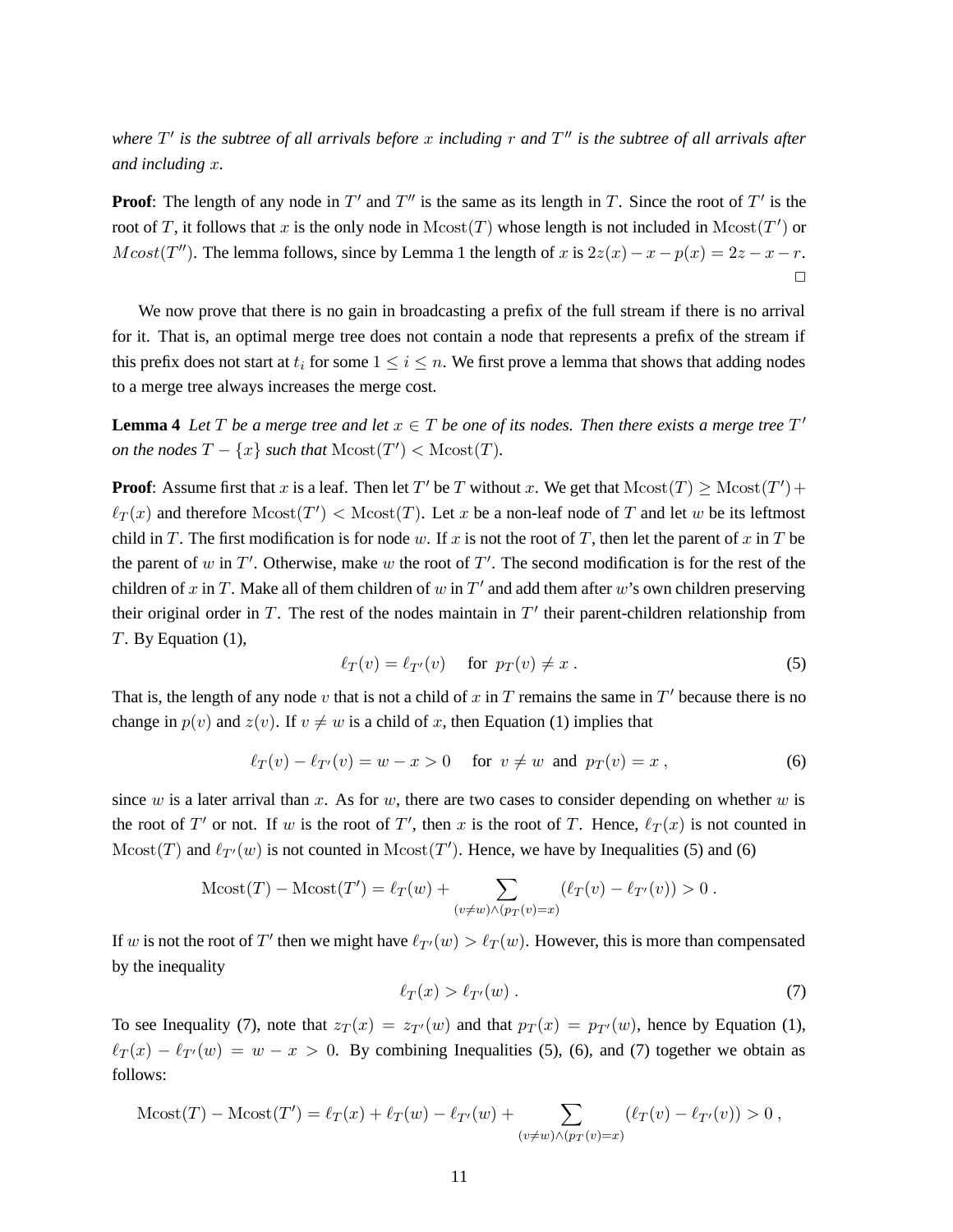*where $T'$ is the subtree of all arrivals before $x$ including $r$ and $T''$ is the subtree of all arrivals after and including $x$.*

**Proof**: The length of any node in $T'$ and $T''$ is the same as its length in $T$. Since the root of $T'$ is the root of $T$, it follows that $x$ is the only node in $\mathrm{Mcost}(T)$ whose length is not included in $\mathrm{Mcost}(T')$ or $Mcost(T'')$. The lemma follows, since by Lemma 1 the length of $x$ is $2z(x) - x - p(x) = 2z - x - r$. □

We now prove that there is no gain in broadcasting a prefix of the full stream if there is no arrival for it. That is, an optimal merge tree does not contain a node that represents a prefix of the stream if this prefix does not start at $t_i$ for some $1 \leq i \leq n$. We first prove a lemma that shows that adding nodes to a merge tree always increases the merge cost.

**Lemma 4** *Let $T$ be a merge tree and let $x \in T$ be one of its nodes. Then there exists a merge tree $T'$ on the nodes $T - \{x\}$ such that $\mathrm{Mcost}(T') < \mathrm{Mcost}(T)$.*

**Proof**: Assume first that $x$ is a leaf. Then let $T'$ be $T$ without $x$. We get that $\mathrm{Mcost}(T) \geq \mathrm{Mcost}(T') + \ell_T(x)$ and therefore $\mathrm{Mcost}(T') < \mathrm{Mcost}(T)$. Let $x$ be a non-leaf node of $T$ and let $w$ be its leftmost child in $T$. The first modification is for node $w$. If $x$ is not the root of $T$, then let the parent of $x$ in $T$ be the parent of $w$ in $T'$. Otherwise, make $w$ the root of $T'$. The second modification is for the rest of the children of $x$ in $T$. Make all of them children of $w$ in $T'$ and add them after $w$'s own children preserving their original order in $T$. The rest of the nodes maintain in $T'$ their parent-children relationship from $T$. By Equation (1),

$$\ell_T(v) = \ell_{T'}(v) \quad \text{ for } \ p_T(v) \neq x \ . \tag{5}$$

That is, the length of any node $v$ that is not a child of $x$ in $T$ remains the same in $T'$ because there is no change in $p(v)$ and $z(v)$. If $v \neq w$ is a child of $x$, then Equation (1) implies that

$$\ell_T(v) - \ell_{T'}(v) = w - x > 0 \quad \text{ for } \ v \neq w \ \text{ and } \ p_T(v) = x \ , \tag{6}$$

since $w$ is a later arrival than $x$. As for $w$, there are two cases to consider depending on whether $w$ is the root of $T'$ or not. If $w$ is the root of $T'$, then $x$ is the root of $T$. Hence, $\ell_T(x)$ is not counted in $\mathrm{Mcost}(T)$ and $\ell_{T'}(w)$ is not counted in $\mathrm{Mcost}(T')$. Hence, we have by Inequalities (5) and (6)

$$\mathrm{Mcost}(T) - \mathrm{Mcost}(T') = \ell_T(w) + \sum_{(v \neq w) \wedge (p_T(v) = x)} (\ell_T(v) - \ell_{T'}(v)) > 0 \ .$$

If $w$ is not the root of $T'$ then we might have $\ell_{T'}(w) > \ell_T(w)$. However, this is more than compensated by the inequality

$$\ell_T(x) > \ell_{T'}(w) \ . \tag{7}$$

To see Inequality (7), note that $z_T(x) = z_{T'}(w)$ and that $p_T(x) = p_{T'}(w)$, hence by Equation (1), $\ell_T(x) - \ell_{T'}(w) = w - x > 0$. By combining Inequalities (5), (6), and (7) together we obtain as follows:

$$\mathrm{Mcost}(T) - \mathrm{Mcost}(T') = \ell_T(x) + \ell_T(w) - \ell_{T'}(w) + \sum_{(v \neq w) \wedge (p_T(v) = x)} (\ell_T(v) - \ell_{T'}(v)) > 0 \ ,$$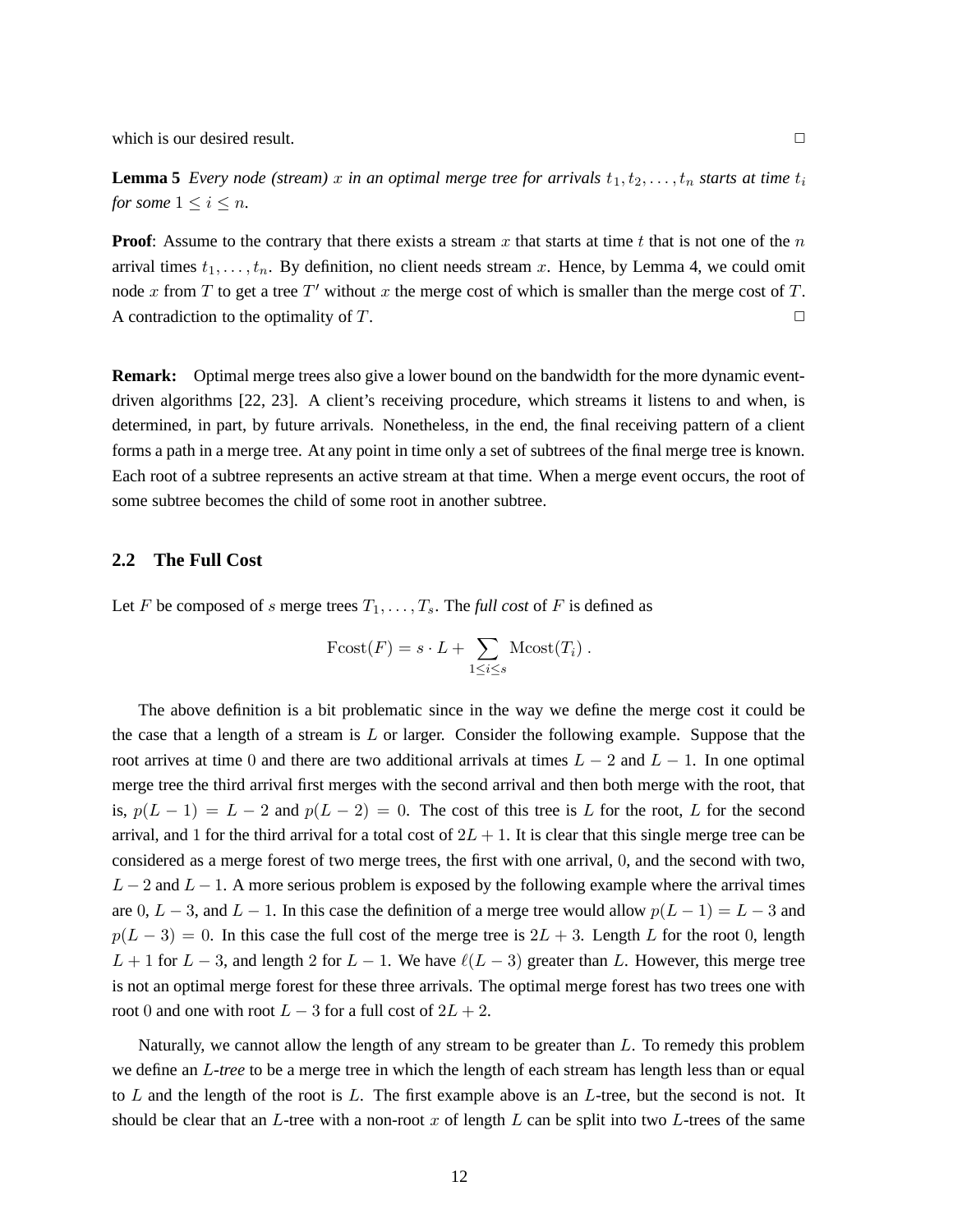which is our desired result. □

**Lemma 5** *Every node (stream) $x$ in an optimal merge tree for arrivals $t_1, t_2, \ldots, t_n$ starts at time $t_i$ for some $1 \le i \le n$.*

**Proof**: Assume to the contrary that there exists a stream $x$ that starts at time $t$ that is not one of the $n$ arrival times $t_1, \ldots, t_n$. By definition, no client needs stream $x$. Hence, by Lemma 4, we could omit node $x$ from $T$ to get a tree $T'$ without $x$ the merge cost of which is smaller than the merge cost of $T$. A contradiction to the optimality of $T$. □

**Remark:** Optimal merge trees also give a lower bound on the bandwidth for the more dynamic event-driven algorithms [22, 23]. A client's receiving procedure, which streams it listens to and when, is determined, in part, by future arrivals. Nonetheless, in the end, the final receiving pattern of a client forms a path in a merge tree. At any point in time only a set of subtrees of the final merge tree is known. Each root of a subtree represents an active stream at that time. When a merge event occurs, the root of some subtree becomes the child of some root in another subtree.

## 2.2 The Full Cost

Let $F$ be composed of $s$ merge trees $T_1, \ldots, T_s$. The *full cost* of $F$ is defined as

$$\text{Fcost}(F) = s \cdot L + \sum_{1 \le i \le s} \text{Mcost}(T_i) \, .$$

The above definition is a bit problematic since in the way we define the merge cost it could be the case that a length of a stream is $L$ or larger. Consider the following example. Suppose that the root arrives at time $0$ and there are two additional arrivals at times $L-2$ and $L-1$. In one optimal merge tree the third arrival first merges with the second arrival and then both merge with the root, that is, $p(L-1) = L-2$ and $p(L-2) = 0$. The cost of this tree is $L$ for the root, $L$ for the second arrival, and $1$ for the third arrival for a total cost of $2L+1$. It is clear that this single merge tree can be considered as a merge forest of two merge trees, the first with one arrival, $0$, and the second with two, $L-2$ and $L-1$. A more serious problem is exposed by the following example where the arrival times are $0$, $L-3$, and $L-1$. In this case the definition of a merge tree would allow $p(L-1) = L-3$ and $p(L-3) = 0$. In this case the full cost of the merge tree is $2L+3$. Length $L$ for the root $0$, length $L+1$ for $L-3$, and length $2$ for $L-1$. We have $\ell(L-3)$ greater than $L$. However, this merge tree is not an optimal merge forest for these three arrivals. The optimal merge forest has two trees one with root $0$ and one with root $L-3$ for a full cost of $2L+2$.

Naturally, we cannot allow the length of any stream to be greater than $L$. To remedy this problem we define an *$L$-tree* to be a merge tree in which the length of each stream has length less than or equal to $L$ and the length of the root is $L$. The first example above is an $L$-tree, but the second is not. It should be clear that an $L$-tree with a non-root $x$ of length $L$ can be split into two $L$-trees of the same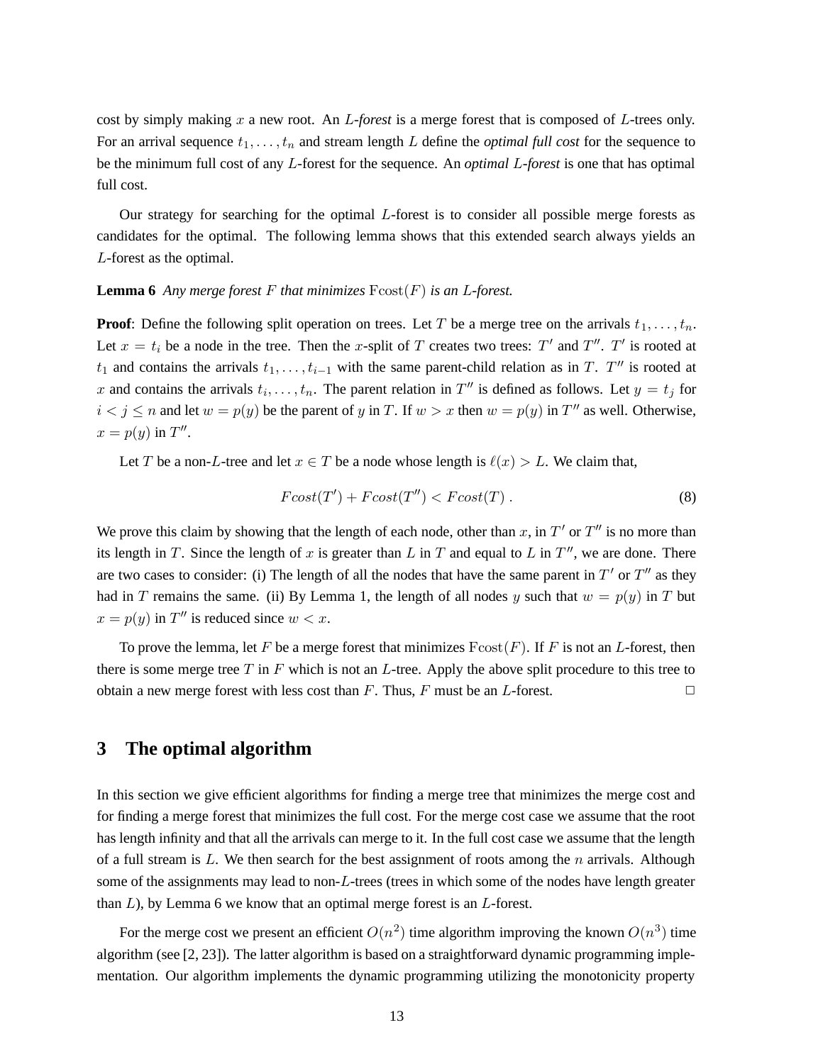cost by simply making $x$ a new root. An *$L$-forest* is a merge forest that is composed of $L$-trees only. For an arrival sequence $t_1, \ldots, t_n$ and stream length $L$ define the *optimal full cost* for the sequence to be the minimum full cost of any $L$-forest for the sequence. An *optimal $L$-forest* is one that has optimal full cost.

Our strategy for searching for the optimal $L$-forest is to consider all possible merge forests as candidates for the optimal. The following lemma shows that this extended search always yields an $L$-forest as the optimal.

**Lemma 6** *Any merge forest $F$ that minimizes $\mathrm{Fcost}(F)$ is an $L$-forest.*

**Proof**: Define the following split operation on trees. Let $T$ be a merge tree on the arrivals $t_1, \ldots, t_n$. Let $x = t_i$ be a node in the tree. Then the $x$-split of $T$ creates two trees: $T'$ and $T''$. $T'$ is rooted at $t_1$ and contains the arrivals $t_1, \ldots, t_{i-1}$ with the same parent-child relation as in $T$. $T''$ is rooted at $x$ and contains the arrivals $t_i, \ldots, t_n$. The parent relation in $T''$ is defined as follows. Let $y = t_j$ for $i < j \leq n$ and let $w = p(y)$ be the parent of $y$ in $T$. If $w > x$ then $w = p(y)$ in $T''$ as well. Otherwise, $x = p(y)$ in $T''$.

Let $T$ be a non-$L$-tree and let $x \in T$ be a node whose length is $\ell(x) > L$. We claim that,

$$Fcost(T') + Fcost(T'') < Fcost(T) \, . \tag{8}$$

We prove this claim by showing that the length of each node, other than $x$, in $T'$ or $T''$ is no more than its length in $T$. Since the length of $x$ is greater than $L$ in $T$ and equal to $L$ in $T''$, we are done. There are two cases to consider: (i) The length of all the nodes that have the same parent in $T'$ or $T''$ as they had in $T$ remains the same. (ii) By Lemma 1, the length of all nodes $y$ such that $w = p(y)$ in $T$ but $x = p(y)$ in $T''$ is reduced since $w < x$.

To prove the lemma, let $F$ be a merge forest that minimizes $\mathrm{Fcost}(F)$. If $F$ is not an $L$-forest, then there is some merge tree $T$ in $F$ which is not an $L$-tree. Apply the above split procedure to this tree to obtain a new merge forest with less cost than $F$. Thus, $F$ must be an $L$-forest. □

## 3 The optimal algorithm

In this section we give efficient algorithms for finding a merge tree that minimizes the merge cost and for finding a merge forest that minimizes the full cost. For the merge cost case we assume that the root has length infinity and that all the arrivals can merge to it. In the full cost case we assume that the length of a full stream is $L$. We then search for the best assignment of roots among the $n$ arrivals. Although some of the assignments may lead to non-$L$-trees (trees in which some of the nodes have length greater than $L$), by Lemma 6 we know that an optimal merge forest is an $L$-forest.

For the merge cost we present an efficient $O(n^2)$ time algorithm improving the known $O(n^3)$ time algorithm (see [2, 23]). The latter algorithm is based on a straightforward dynamic programming implementation. Our algorithm implements the dynamic programming utilizing the monotonicity property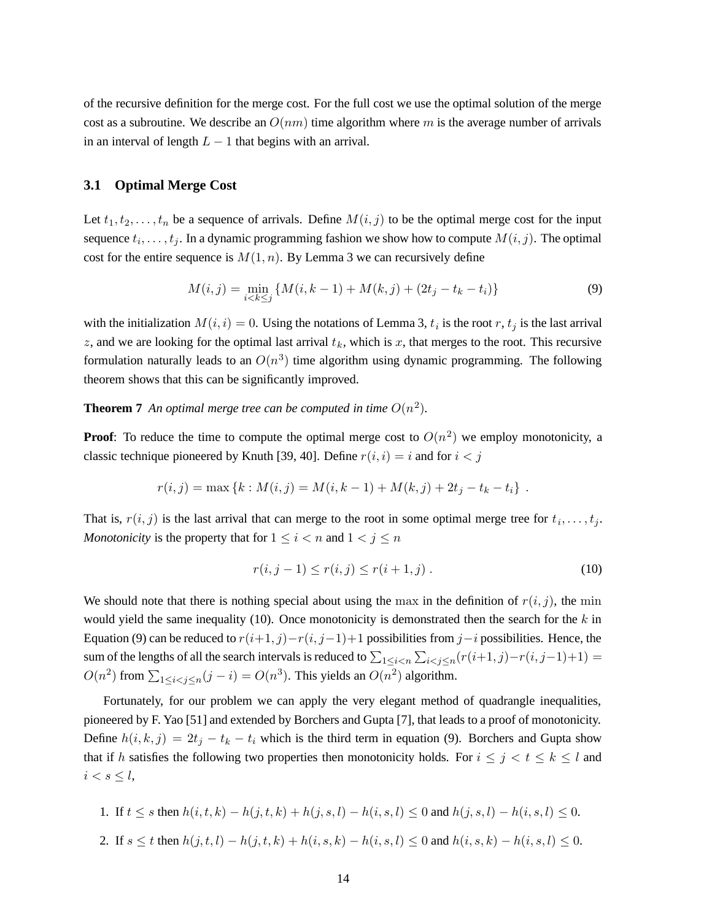of the recursive definition for the merge cost. For the full cost we use the optimal solution of the merge cost as a subroutine. We describe an $O(nm)$ time algorithm where $m$ is the average number of arrivals in an interval of length $L - 1$ that begins with an arrival.

### 3.1 Optimal Merge Cost

Let $t_1, t_2, \ldots, t_n$ be a sequence of arrivals. Define $M(i, j)$ to be the optimal merge cost for the input sequence $t_i, \ldots, t_j$. In a dynamic programming fashion we show how to compute $M(i, j)$. The optimal cost for the entire sequence is $M(1, n)$. By Lemma 3 we can recursively define

$$M(i, j) = \min_{i<k\leq j} \{M(i, k-1) + M(k, j) + (2t_j - t_k - t_i)\} \tag{9}$$

with the initialization $M(i, i) = 0$. Using the notations of Lemma 3, $t_i$ is the root $r$, $t_j$ is the last arrival $z$, and we are looking for the optimal last arrival $t_k$, which is $x$, that merges to the root. This recursive formulation naturally leads to an $O(n^3)$ time algorithm using dynamic programming. The following theorem shows that this can be significantly improved.

**Theorem 7** *An optimal merge tree can be computed in time $O(n^2)$.*

**Proof**: To reduce the time to compute the optimal merge cost to $O(n^2)$ we employ monotonicity, a classic technique pioneered by Knuth [39, 40]. Define $r(i, i) = i$ and for $i < j$

$$r(i, j) = \max \{k : M(i, j) = M(i, k-1) + M(k, j) + 2t_j - t_k - t_i\} \ .$$

That is, $r(i, j)$ is the last arrival that can merge to the root in some optimal merge tree for $t_i, \ldots, t_j$. *Monotonicity* is the property that for $1 \leq i < n$ and $1 < j \leq n$

$$r(i, j-1) \leq r(i, j) \leq r(i+1, j) \ . \tag{10}$$

We should note that there is nothing special about using the $\max$ in the definition of $r(i, j)$, the $\min$ would yield the same inequality (10). Once monotonicity is demonstrated then the search for the $k$ in Equation (9) can be reduced to $r(i+1, j) - r(i, j-1) + 1$ possibilities from $j - i$ possibilities. Hence, the sum of the lengths of all the search intervals is reduced to $\sum_{1\leq i<n} \sum_{i<j\leq n} (r(i+1, j) - r(i, j-1) + 1) = O(n^2)$ from $\sum_{1\leq i<j\leq n} (j - i) = O(n^3)$. This yields an $O(n^2)$ algorithm.

Fortunately, for our problem we can apply the very elegant method of quadrangle inequalities, pioneered by F. Yao [51] and extended by Borchers and Gupta [7], that leads to a proof of monotonicity. Define $h(i, k, j) = 2t_j - t_k - t_i$ which is the third term in equation (9). Borchers and Gupta show that if $h$ satisfies the following two properties then monotonicity holds. For $i \leq j < t \leq k \leq l$ and $i < s \leq l$,

1. If $t \leq s$ then $h(i, t, k) - h(j, t, k) + h(j, s, l) - h(i, s, l) \leq 0$ and $h(j, s, l) - h(i, s, l) \leq 0$.
2. If $s \leq t$ then $h(j, t, l) - h(j, t, k) + h(i, s, k) - h(i, s, l) \leq 0$ and $h(i, s, k) - h(i, s, l) \leq 0$.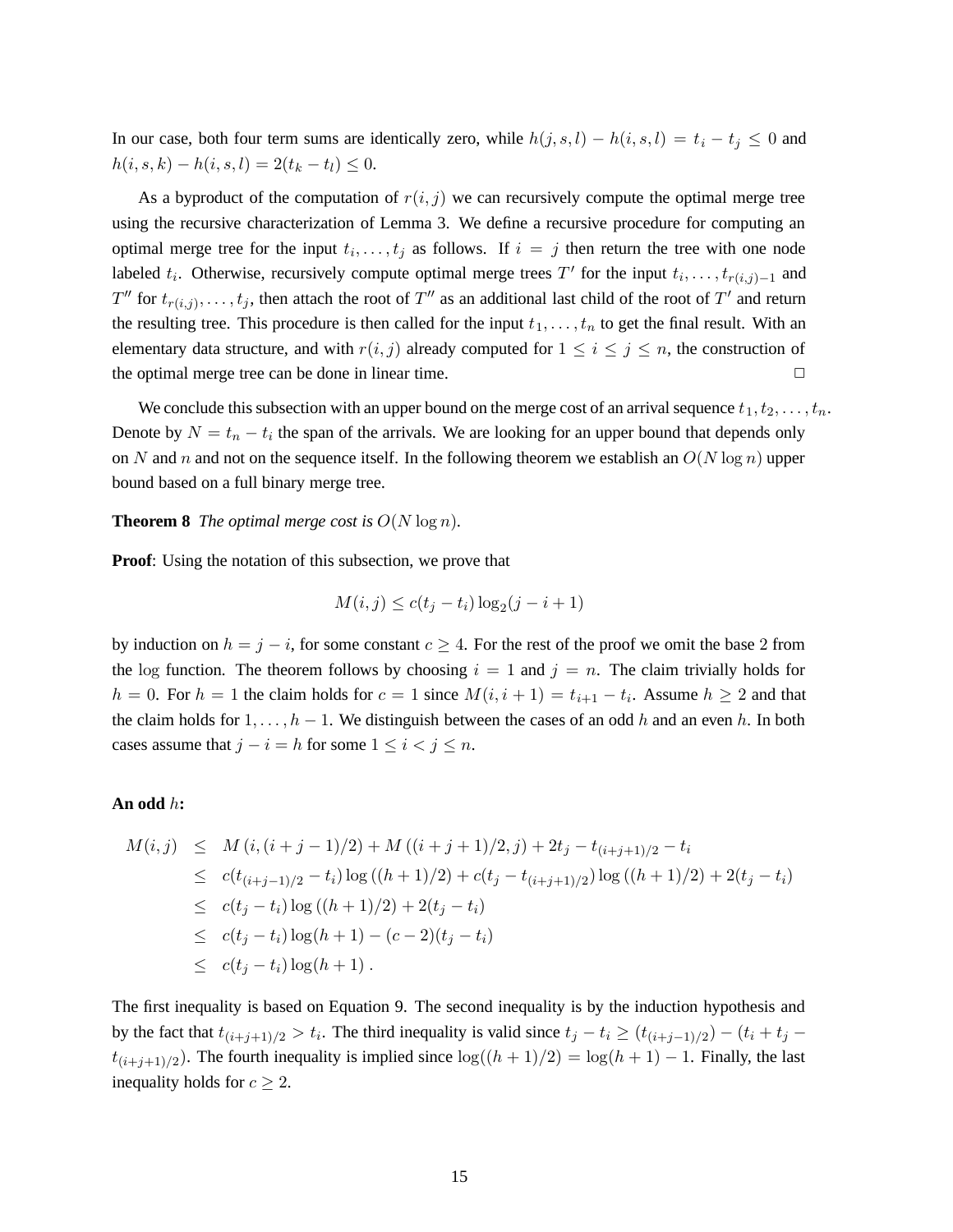In our case, both four term sums are identically zero, while $h(j, s, l) - h(i, s, l) = t_i - t_j \leq 0$ and $h(i, s, k) - h(i, s, l) = 2(t_k - t_l) \leq 0$.

As a byproduct of the computation of $r(i, j)$ we can recursively compute the optimal merge tree using the recursive characterization of Lemma 3. We define a recursive procedure for computing an optimal merge tree for the input $t_i, \ldots, t_j$ as follows. If $i = j$ then return the tree with one node labeled $t_i$. Otherwise, recursively compute optimal merge trees $T'$ for the input $t_i, \ldots, t_{r(i,j)-1}$ and $T''$ for $t_{r(i,j)}, \ldots, t_j$, then attach the root of $T''$ as an additional last child of the root of $T'$ and return the resulting tree. This procedure is then called for the input $t_1, \ldots, t_n$ to get the final result. With an elementary data structure, and with $r(i, j)$ already computed for $1 \leq i \leq j \leq n$, the construction of the optimal merge tree can be done in linear time. □

We conclude this subsection with an upper bound on the merge cost of an arrival sequence $t_1, t_2, \ldots, t_n$. Denote by $N = t_n - t_i$ the span of the arrivals. We are looking for an upper bound that depends only on $N$ and $n$ and not on the sequence itself. In the following theorem we establish an $O(N \log n)$ upper bound based on a full binary merge tree.

**Theorem 8** *The optimal merge cost is* $O(N \log n)$.

**Proof**: Using the notation of this subsection, we prove that

$$M(i, j) \leq c(t_j - t_i) \log_2(j - i + 1)$$

by induction on $h = j - i$, for some constant $c \geq 4$. For the rest of the proof we omit the base 2 from the $\log$ function. The theorem follows by choosing $i = 1$ and $j = n$. The claim trivially holds for $h = 0$. For $h = 1$ the claim holds for $c = 1$ since $M(i, i + 1) = t_{i+1} - t_i$. Assume $h \geq 2$ and that the claim holds for $1, \ldots, h - 1$. We distinguish between the cases of an odd $h$ and an even $h$. In both cases assume that $j - i = h$ for some $1 \leq i < j \leq n$.

**An odd $h$:**

$$\begin{aligned}
M(i, j) &\leq M\left(i, (i + j - 1)/2\right) + M\left((i + j + 1)/2, j\right) + 2t_j - t_{(i+j+1)/2} - t_i \\
&\leq c(t_{(i+j-1)/2} - t_i) \log\left((h + 1)/2\right) + c(t_j - t_{(i+j+1)/2}) \log\left((h + 1)/2\right) + 2(t_j - t_i) \\
&\leq c(t_j - t_i) \log\left((h + 1)/2\right) + 2(t_j - t_i) \\
&\leq c(t_j - t_i) \log(h + 1) - (c - 2)(t_j - t_i) \\
&\leq c(t_j - t_i) \log(h + 1) \,.
\end{aligned}$$

The first inequality is based on Equation 9. The second inequality is by the induction hypothesis and by the fact that $t_{(i+j+1)/2} > t_i$. The third inequality is valid since $t_j - t_i \geq (t_{(i+j-1)/2}) - (t_i + t_j - t_{(i+j+1)/2})$. The fourth inequality is implied since $\log((h + 1)/2) = \log(h + 1) - 1$. Finally, the last inequality holds for $c \geq 2$.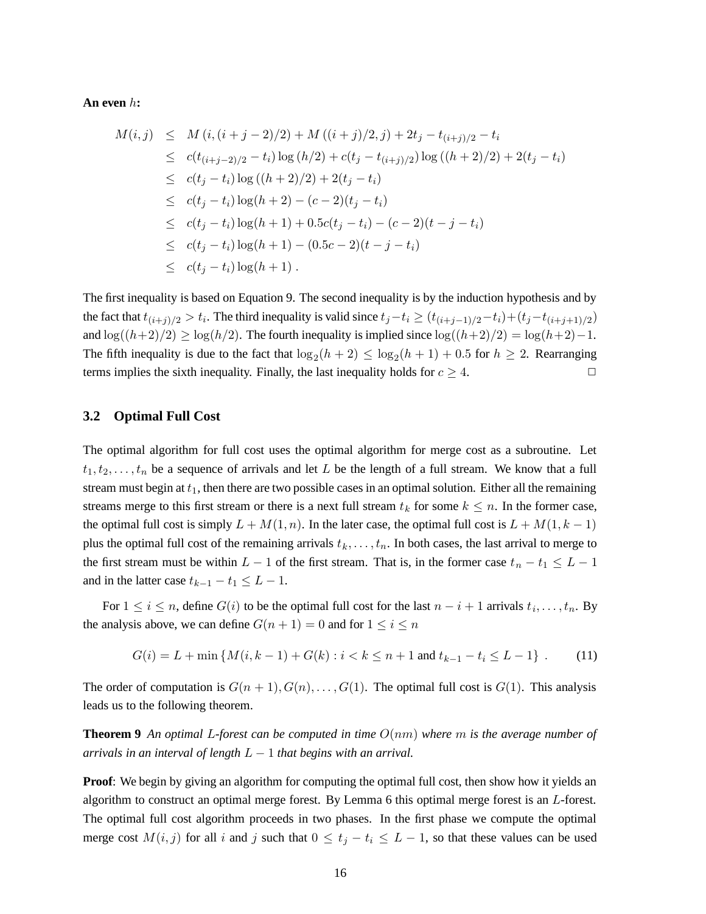**An even $h$:**

$$
\begin{aligned}
M(i,j) &\leq M\left(i,(i+j-2)/2\right) + M\left((i+j)/2,j\right) + 2t_j - t_{(i+j)/2} - t_i \\
&\leq c(t_{(i+j-2)/2} - t_i)\log\left(h/2\right) + c(t_j - t_{(i+j)/2})\log\left((h+2)/2\right) + 2(t_j - t_i) \\
&\leq c(t_j - t_i)\log\left((h+2)/2\right) + 2(t_j - t_i) \\
&\leq c(t_j - t_i)\log(h+2) - (c-2)(t_j - t_i) \\
&\leq c(t_j - t_i)\log(h+1) + 0.5c(t_j - t_i) - (c-2)(t-j-t_i) \\
&\leq c(t_j - t_i)\log(h+1) - (0.5c - 2)(t-j-t_i) \\
&\leq c(t_j - t_i)\log(h+1)\ .
\end{aligned}
$$

The first inequality is based on Equation 9. The second inequality is by the induction hypothesis and by the fact that $t_{(i+j)/2} > t_i$. The third inequality is valid since $t_j - t_i \geq (t_{(i+j-1)/2} - t_i) + (t_j - t_{(i+j+1)/2})$ and $\log((h+2)/2) \geq \log(h/2)$. The fourth inequality is implied since $\log((h+2)/2) = \log(h+2) - 1$. The fifth inequality is due to the fact that $\log_2(h+2) \leq \log_2(h+1) + 0.5$ for $h \geq 2$. Rearranging terms implies the sixth inequality. Finally, the last inequality holds for $c \geq 4$. □

### 3.2 Optimal Full Cost

The optimal algorithm for full cost uses the optimal algorithm for merge cost as a subroutine. Let $t_1, t_2, \ldots, t_n$ be a sequence of arrivals and let $L$ be the length of a full stream. We know that a full stream must begin at $t_1$, then there are two possible cases in an optimal solution. Either all the remaining streams merge to this first stream or there is a next full stream $t_k$ for some $k \leq n$. In the former case, the optimal full cost is simply $L + M(1,n)$. In the later case, the optimal full cost is $L + M(1,k-1)$ plus the optimal full cost of the remaining arrivals $t_k, \ldots, t_n$. In both cases, the last arrival to merge to the first stream must be within $L-1$ of the first stream. That is, in the former case $t_n - t_1 \leq L-1$ and in the latter case $t_{k-1} - t_1 \leq L-1$.

For $1 \leq i \leq n$, define $G(i)$ to be the optimal full cost for the last $n-i+1$ arrivals $t_i, \ldots, t_n$. By the analysis above, we can define $G(n+1) = 0$ and for $1 \leq i \leq n$

$$
G(i) = L + \min\left\{M(i,k-1) + G(k) : i < k \leq n+1 \text{ and } t_{k-1} - t_i \leq L-1\right\}\ . \tag{11}
$$

The order of computation is $G(n+1), G(n), \ldots, G(1)$. The optimal full cost is $G(1)$. This analysis leads us to the following theorem.

**Theorem 9** *An optimal $L$-forest can be computed in time $O(nm)$ where $m$ is the average number of arrivals in an interval of length $L-1$ that begins with an arrival.*

**Proof**: We begin by giving an algorithm for computing the optimal full cost, then show how it yields an algorithm to construct an optimal merge forest. By Lemma 6 this optimal merge forest is an $L$-forest. The optimal full cost algorithm proceeds in two phases. In the first phase we compute the optimal merge cost $M(i,j)$ for all $i$ and $j$ such that $0 \leq t_j - t_i \leq L-1$, so that these values can be used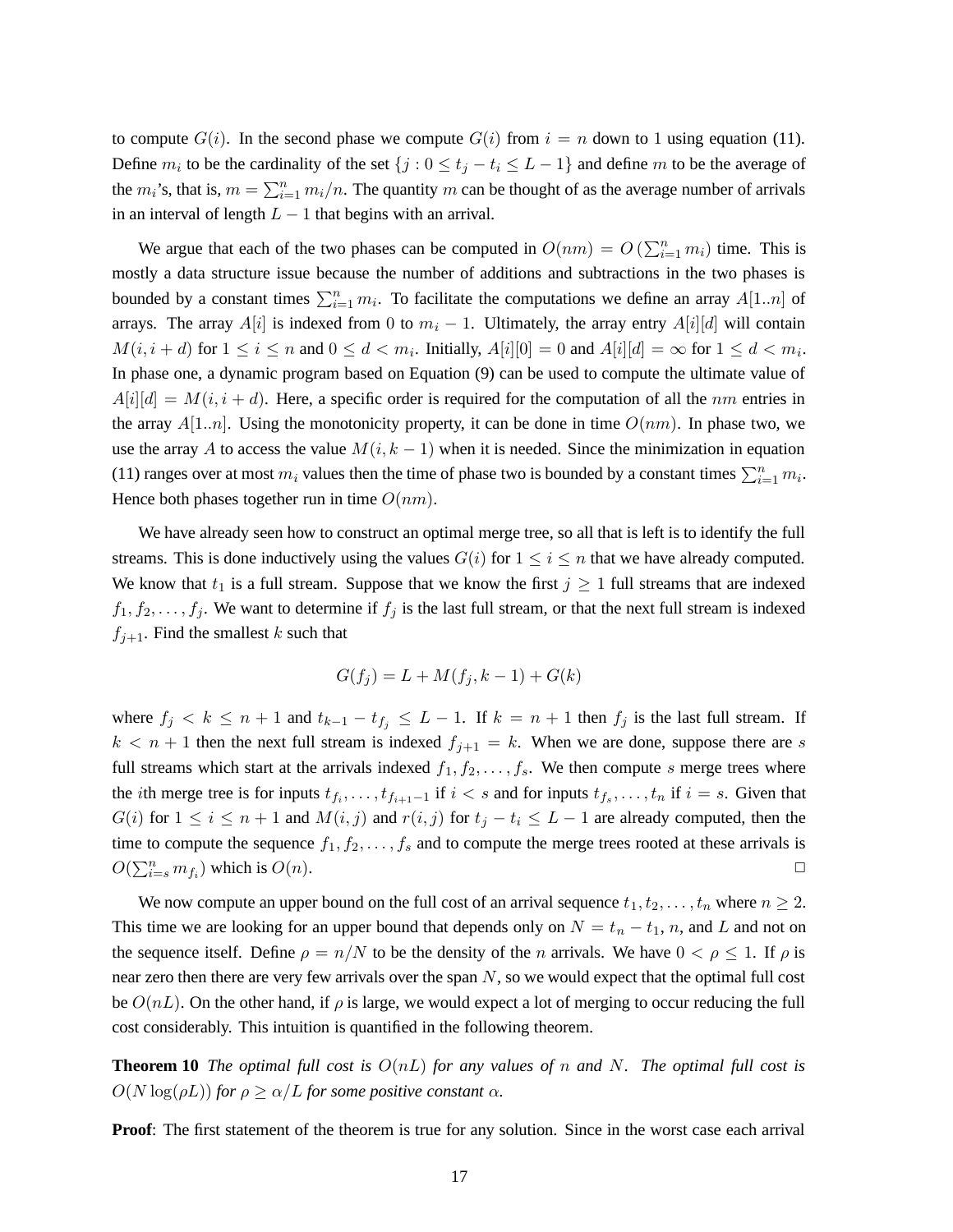to compute $G(i)$. In the second phase we compute $G(i)$ from $i = n$ down to 1 using equation (11). Define $m_i$ to be the cardinality of the set $\{j : 0 \leq t_j - t_i \leq L - 1\}$ and define $m$ to be the average of the $m_i$'s, that is, $m = \sum_{i=1}^{n} m_i/n$. The quantity $m$ can be thought of as the average number of arrivals in an interval of length $L - 1$ that begins with an arrival.

We argue that each of the two phases can be computed in $O(nm) = O\left(\sum_{i=1}^{n} m_i\right)$ time. This is mostly a data structure issue because the number of additions and subtractions in the two phases is bounded by a constant times $\sum_{i=1}^{n} m_i$. To facilitate the computations we define an array $A[1..n]$ of arrays. The array $A[i]$ is indexed from 0 to $m_i - 1$. Ultimately, the array entry $A[i][d]$ will contain $M(i, i + d)$ for $1 \leq i \leq n$ and $0 \leq d < m_i$. Initially, $A[i][0] = 0$ and $A[i][d] = \infty$ for $1 \leq d < m_i$. In phase one, a dynamic program based on Equation (9) can be used to compute the ultimate value of $A[i][d] = M(i, i + d)$. Here, a specific order is required for the computation of all the $nm$ entries in the array $A[1..n]$. Using the monotonicity property, it can be done in time $O(nm)$. In phase two, we use the array $A$ to access the value $M(i, k - 1)$ when it is needed. Since the minimization in equation (11) ranges over at most $m_i$ values then the time of phase two is bounded by a constant times $\sum_{i=1}^{n} m_i$. Hence both phases together run in time $O(nm)$.

We have already seen how to construct an optimal merge tree, so all that is left is to identify the full streams. This is done inductively using the values $G(i)$ for $1 \leq i \leq n$ that we have already computed. We know that $t_1$ is a full stream. Suppose that we know the first $j \geq 1$ full streams that are indexed $f_1, f_2, \ldots, f_j$. We want to determine if $f_j$ is the last full stream, or that the next full stream is indexed $f_{j+1}$. Find the smallest $k$ such that

$$G(f_j) = L + M(f_j, k - 1) + G(k)$$

where $f_j < k \leq n + 1$ and $t_{k-1} - t_{f_j} \leq L - 1$. If $k = n + 1$ then $f_j$ is the last full stream. If $k < n + 1$ then the next full stream is indexed $f_{j+1} = k$. When we are done, suppose there are $s$ full streams which start at the arrivals indexed $f_1, f_2, \ldots, f_s$. We then compute $s$ merge trees where the $i$th merge tree is for inputs $t_{f_i}, \ldots, t_{f_{i+1}-1}$ if $i < s$ and for inputs $t_{f_s}, \ldots, t_n$ if $i = s$. Given that $G(i)$ for $1 \leq i \leq n + 1$ and $M(i, j)$ and $r(i, j)$ for $t_j - t_i \leq L - 1$ are already computed, then the time to compute the sequence $f_1, f_2, \ldots, f_s$ and to compute the merge trees rooted at these arrivals is $O(\sum_{i=s}^{n} m_{f_i})$ which is $O(n)$. □

We now compute an upper bound on the full cost of an arrival sequence $t_1, t_2, \ldots, t_n$ where $n \geq 2$. This time we are looking for an upper bound that depends only on $N = t_n - t_1$, $n$, and $L$ and not on the sequence itself. Define $\rho = n/N$ to be the density of the $n$ arrivals. We have $0 < \rho \leq 1$. If $\rho$ is near zero then there are very few arrivals over the span $N$, so we would expect that the optimal full cost be $O(nL)$. On the other hand, if $\rho$ is large, we would expect a lot of merging to occur reducing the full cost considerably. This intuition is quantified in the following theorem.

**Theorem 10** *The optimal full cost is $O(nL)$ for any values of $n$ and $N$. The optimal full cost is $O(N \log(\rho L))$ for $\rho \geq \alpha/L$ for some positive constant $\alpha$.*

**Proof**: The first statement of the theorem is true for any solution. Since in the worst case each arrival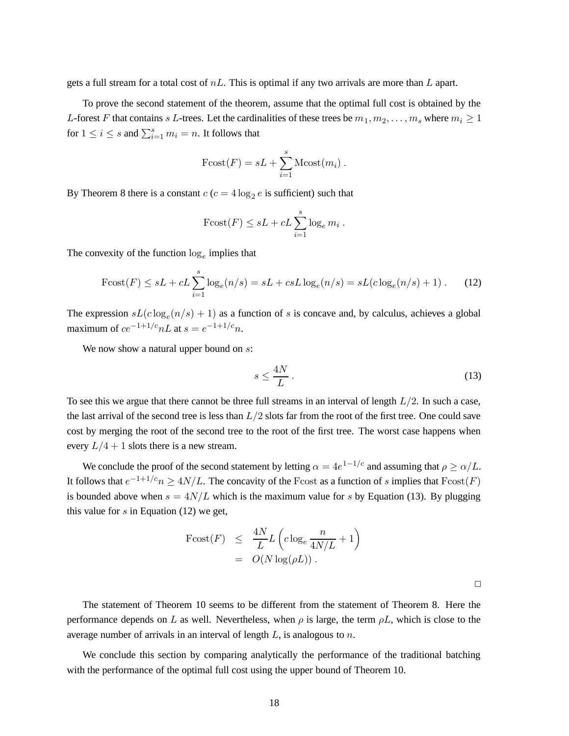gets a full stream for a total cost of $nL$. This is optimal if any two arrivals are more than $L$ apart.

To prove the second statement of the theorem, assume that the optimal full cost is obtained by the $L$-forest $F$ that contains $s$ $L$-trees. Let the cardinalities of these trees be $m_1, m_2, \ldots, m_s$ where $m_i \geq 1$ for $1 \leq i \leq s$ and $\sum_{i=1}^{s} m_i = n$. It follows that

$$\text{Fcost}(F) = sL + \sum_{i=1}^{s} \text{Mcost}(m_i) .$$

By Theorem 8 there is a constant $c$ ($c = 4 \log_2 e$ is sufficient) such that

$$\text{Fcost}(F) \leq sL + cL \sum_{i=1}^{s} \log_e m_i .$$

The convexity of the function $\log_e$ implies that

$$\text{Fcost}(F) \leq sL + cL \sum_{i=1}^{s} \log_e(n/s) = sL + csL \log_e(n/s) = sL(c \log_e(n/s) + 1) . \qquad (12)$$

The expression $sL(c \log_e(n/s) + 1)$ as a function of $s$ is concave and, by calculus, achieves a global maximum of $ce^{-1+1/c} nL$ at $s = e^{-1+1/c} n$.

We now show a natural upper bound on $s$:

$$s \leq \frac{4N}{L} . \qquad (13)$$

To see this we argue that there cannot be three full streams in an interval of length $L/2$. In such a case, the last arrival of the second tree is less than $L/2$ slots far from the root of the first tree. One could save cost by merging the root of the second tree to the root of the first tree. The worst case happens when every $L/4 + 1$ slots there is a new stream.

We conclude the proof of the second statement by letting $\alpha = 4e^{1-1/c}$ and assuming that $\rho \geq \alpha/L$. It follows that $e^{-1+1/c} n \geq 4N/L$. The concavity of the Fcost as a function of $s$ implies that $\text{Fcost}(F)$ is bounded above when $s = 4N/L$ which is the maximum value for $s$ by Equation (13). By plugging this value for $s$ in Equation (12) we get,

$$\begin{aligned} \text{Fcost}(F) &\leq \frac{4N}{L} L \left( c \log_e \frac{n}{4N/L} + 1 \right) \\ &= O(N \log(\rho L)) . \end{aligned}$$

□

The statement of Theorem 10 seems to be different from the statement of Theorem 8. Here the performance depends on $L$ as well. Nevertheless, when $\rho$ is large, the term $\rho L$, which is close to the average number of arrivals in an interval of length $L$, is analogous to $n$.

We conclude this section by comparing analytically the performance of the traditional batching with the performance of the optimal full cost using the upper bound of Theorem 10.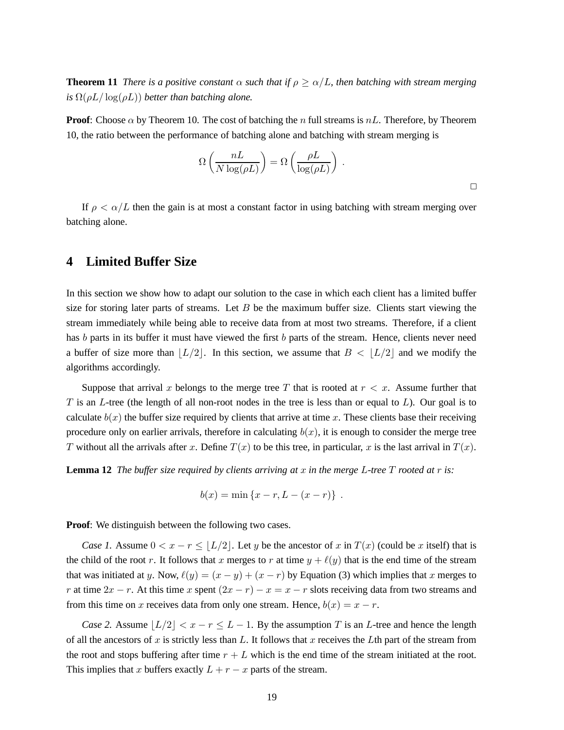**Theorem 11** *There is a positive constant $\alpha$ such that if $\rho \geq \alpha/L$, then batching with stream merging is $\Omega(\rho L/\log(\rho L))$ better than batching alone.*

**Proof**: Choose $\alpha$ by Theorem 10. The cost of batching the $n$ full streams is $nL$. Therefore, by Theorem 10, the ratio between the performance of batching alone and batching with stream merging is

$$\Omega\left(\frac{nL}{N\log(\rho L)}\right) = \Omega\left(\frac{\rho L}{\log(\rho L)}\right) .$$

□

If $\rho < \alpha/L$ then the gain is at most a constant factor in using batching with stream merging over batching alone.

## 4 Limited Buffer Size

In this section we show how to adapt our solution to the case in which each client has a limited buffer size for storing later parts of streams. Let $B$ be the maximum buffer size. Clients start viewing the stream immediately while being able to receive data from at most two streams. Therefore, if a client has $b$ parts in its buffer it must have viewed the first $b$ parts of the stream. Hence, clients never need a buffer of size more than $\lfloor L/2 \rfloor$. In this section, we assume that $B < \lfloor L/2 \rfloor$ and we modify the algorithms accordingly.

Suppose that arrival $x$ belongs to the merge tree $T$ that is rooted at $r < x$. Assume further that $T$ is an $L$-tree (the length of all non-root nodes in the tree is less than or equal to $L$). Our goal is to calculate $b(x)$ the buffer size required by clients that arrive at time $x$. These clients base their receiving procedure only on earlier arrivals, therefore in calculating $b(x)$, it is enough to consider the merge tree $T$ without all the arrivals after $x$. Define $T(x)$ to be this tree, in particular, $x$ is the last arrival in $T(x)$.

**Lemma 12** *The buffer size required by clients arriving at $x$ in the merge $L$-tree $T$ rooted at $r$ is:*

$$b(x) = \min\left\{x - r, L - (x - r)\right\} .$$

**Proof**: We distinguish between the following two cases.

*Case 1.* Assume $0 < x - r \leq \lfloor L/2 \rfloor$. Let $y$ be the ancestor of $x$ in $T(x)$ (could be $x$ itself) that is the child of the root $r$. It follows that $x$ merges to $r$ at time $y + \ell(y)$ that is the end time of the stream that was initiated at $y$. Now, $\ell(y) = (x - y) + (x - r)$ by Equation (3) which implies that $x$ merges to $r$ at time $2x - r$. At this time $x$ spent $(2x - r) - x = x - r$ slots receiving data from two streams and from this time on $x$ receives data from only one stream. Hence, $b(x) = x - r$.

*Case 2.* Assume $\lfloor L/2 \rfloor < x - r \leq L - 1$. By the assumption $T$ is an $L$-tree and hence the length of all the ancestors of $x$ is strictly less than $L$. It follows that $x$ receives the $L$th part of the stream from the root and stops buffering after time $r + L$ which is the end time of the stream initiated at the root. This implies that $x$ buffers exactly $L + r - x$ parts of the stream.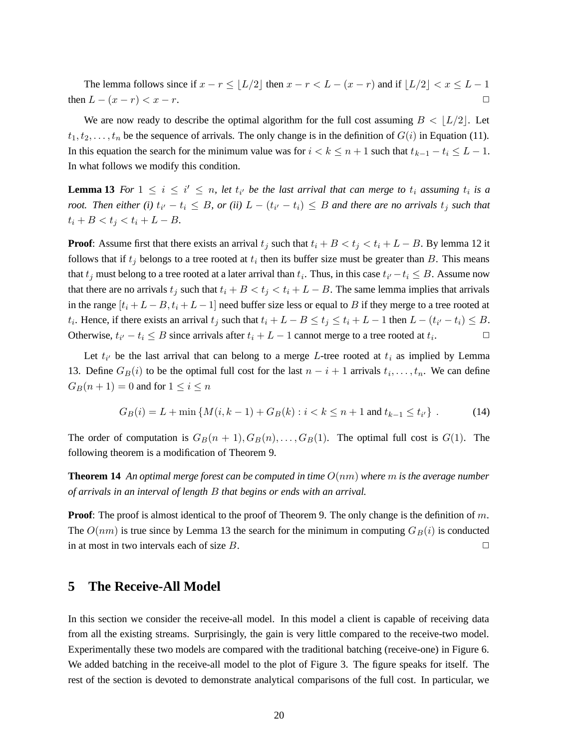The lemma follows since if $x - r \leq \lfloor L/2 \rfloor$ then $x - r < L - (x - r)$ and if $\lfloor L/2 \rfloor < x \leq L - 1$ then $L - (x - r) < x - r$. □

We are now ready to describe the optimal algorithm for the full cost assuming $B < \lfloor L/2 \rfloor$. Let $t_1, t_2, \ldots, t_n$ be the sequence of arrivals. The only change is in the definition of $G(i)$ in Equation (11). In this equation the search for the minimum value was for $i < k \leq n+1$ such that $t_{k-1} - t_i \leq L - 1$. In what follows we modify this condition.

**Lemma 13** *For $1 \leq i \leq i' \leq n$, let $t_{i'}$ be the last arrival that can merge to $t_i$ assuming $t_i$ is a root. Then either (i) $t_{i'} - t_i \leq B$, or (ii) $L - (t_{i'} - t_i) \leq B$ and there are no arrivals $t_j$ such that $t_i + B < t_j < t_i + L - B$.*

**Proof**: Assume first that there exists an arrival $t_j$ such that $t_i + B < t_j < t_i + L - B$. By lemma 12 it follows that if $t_j$ belongs to a tree rooted at $t_i$ then its buffer size must be greater than $B$. This means that $t_j$ must belong to a tree rooted at a later arrival than $t_i$. Thus, in this case $t_{i'} - t_i \leq B$. Assume now that there are no arrivals $t_j$ such that $t_i + B < t_j < t_i + L - B$. The same lemma implies that arrivals in the range $[t_i + L - B, t_i + L - 1]$ need buffer size less or equal to $B$ if they merge to a tree rooted at $t_i$. Hence, if there exists an arrival $t_j$ such that $t_i + L - B \leq t_j \leq t_i + L - 1$ then $L - (t_{i'} - t_i) \leq B$. Otherwise, $t_{i'} - t_i \leq B$ since arrivals after $t_i + L - 1$ cannot merge to a tree rooted at $t_i$. □

Let $t_{i'}$ be the last arrival that can belong to a merge $L$-tree rooted at $t_i$ as implied by Lemma 13. Define $G_B(i)$ to be the optimal full cost for the last $n - i + 1$ arrivals $t_i, \ldots, t_n$. We can define $G_B(n+1) = 0$ and for $1 \leq i \leq n$

$$G_B(i) = L + \min \{ M(i, k-1) + G_B(k) : i < k \leq n+1 \text{ and } t_{k-1} \leq t_{i'} \} . \tag{14}$$

The order of computation is $G_B(n+1), G_B(n), \ldots, G_B(1)$. The optimal full cost is $G(1)$. The following theorem is a modification of Theorem 9.

**Theorem 14** *An optimal merge forest can be computed in time $O(nm)$ where $m$ is the average number of arrivals in an interval of length $B$ that begins or ends with an arrival.*

**Proof**: The proof is almost identical to the proof of Theorem 9. The only change is the definition of $m$. The $O(nm)$ is true since by Lemma 13 the search for the minimum in computing $G_B(i)$ is conducted in at most in two intervals each of size $B$. □

## 5 The Receive-All Model

In this section we consider the receive-all model. In this model a client is capable of receiving data from all the existing streams. Surprisingly, the gain is very little compared to the receive-two model. Experimentally these two models are compared with the traditional batching (receive-one) in Figure 6. We added batching in the receive-all model to the plot of Figure 3. The figure speaks for itself. The rest of the section is devoted to demonstrate analytical comparisons of the full cost. In particular, we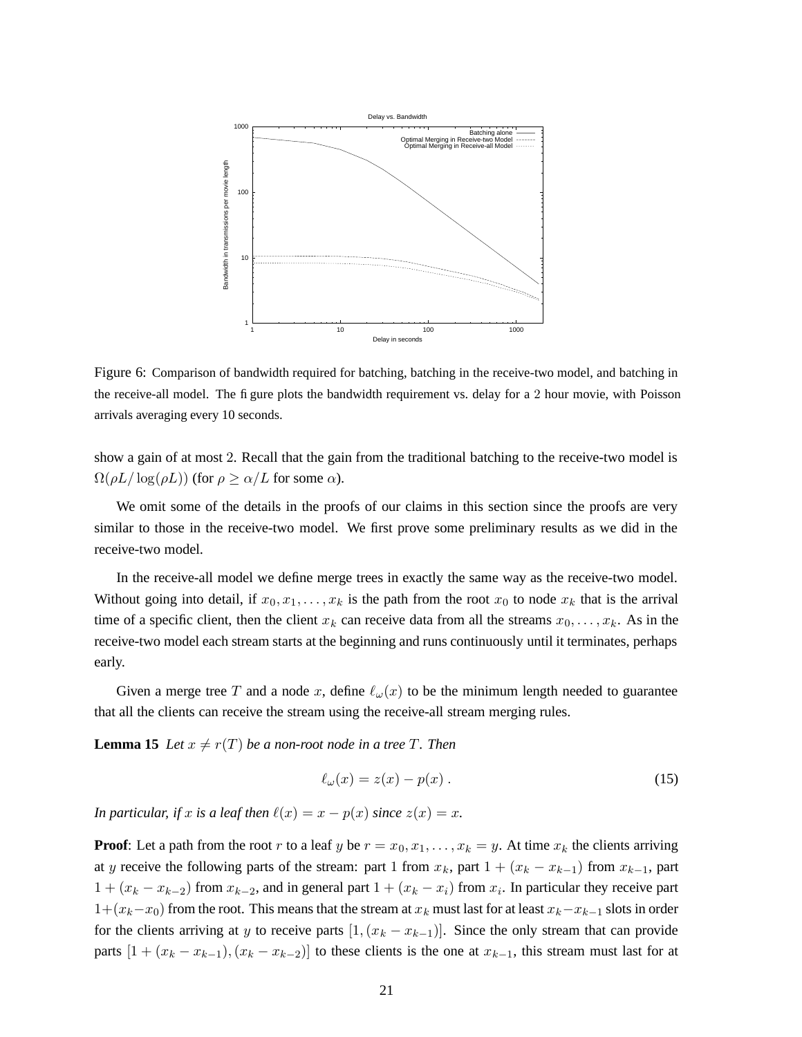Figure 6: Comparison of bandwidth required for batching, batching in the receive-two model, and batching in the receive-all model. The figure plots the bandwidth requirement vs. delay for a 2 hour movie, with Poisson arrivals averaging every 10 seconds.

show a gain of at most 2. Recall that the gain from the traditional batching to the receive-two model is $\Omega(\rho L/\log(\rho L))$ (for $\rho \geq \alpha/L$ for some $\alpha$).

We omit some of the details in the proofs of our claims in this section since the proofs are very similar to those in the receive-two model. We first prove some preliminary results as we did in the receive-two model.

In the receive-all model we define merge trees in exactly the same way as the receive-two model. Without going into detail, if $x_0, x_1, \ldots, x_k$ is the path from the root $x_0$ to node $x_k$ that is the arrival time of a specific client, then the client $x_k$ can receive data from all the streams $x_0, \ldots, x_k$. As in the receive-two model each stream starts at the beginning and runs continuously until it terminates, perhaps early.

Given a merge tree $T$ and a node $x$, define $\ell_\omega(x)$ to be the minimum length needed to guarantee that all the clients can receive the stream using the receive-all stream merging rules.

**Lemma 15** *Let $x \neq r(T)$ be a non-root node in a tree $T$. Then*

$$\ell_\omega(x) = z(x) - p(x)\ . \tag{15}$$

*In particular, if $x$ is a leaf then $\ell(x) = x - p(x)$ since $z(x) = x$.*

**Proof**: Let a path from the root $r$ to a leaf $y$ be $r = x_0, x_1, \ldots, x_k = y$. At time $x_k$ the clients arriving at $y$ receive the following parts of the stream: part 1 from $x_k$, part $1 + (x_k - x_{k-1})$ from $x_{k-1}$, part $1 + (x_k - x_{k-2})$ from $x_{k-2}$, and in general part $1 + (x_k - x_i)$ from $x_i$. In particular they receive part $1+(x_k-x_0)$ from the root. This means that the stream at $x_k$ must last for at least $x_k - x_{k-1}$ slots in order for the clients arriving at $y$ to receive parts $[1, (x_k - x_{k-1})]$. Since the only stream that can provide parts $[1 + (x_k - x_{k-1}), (x_k - x_{k-2})]$ to these clients is the one at $x_{k-1}$, this stream must last for at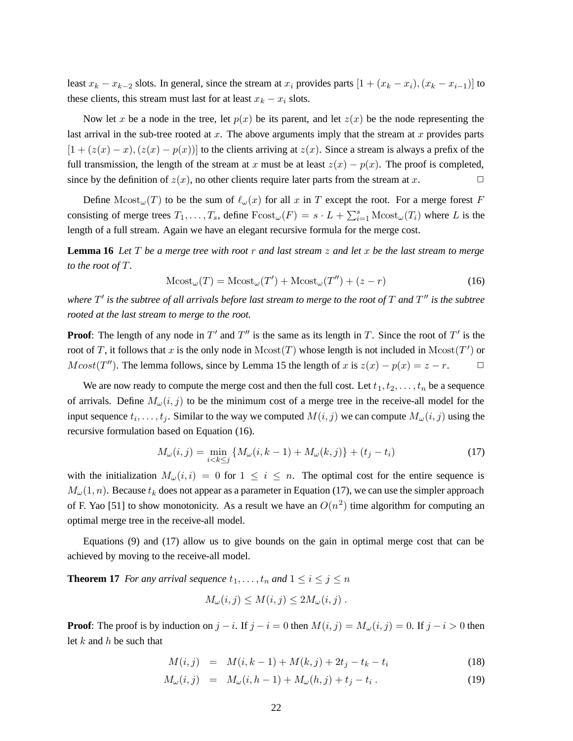least $x_k - x_{k-2}$ slots. In general, since the stream at $x_i$ provides parts $[1 + (x_k - x_i), (x_k - x_{i-1})]$ to these clients, this stream must last for at least $x_k - x_i$ slots.

Now let $x$ be a node in the tree, let $p(x)$ be its parent, and let $z(x)$ be the node representing the last arrival in the sub-tree rooted at $x$. The above arguments imply that the stream at $x$ provides parts $[1 + (z(x) - x), (z(x) - p(x))]$ to the clients arriving at $z(x)$. Since a stream is always a prefix of the full transmission, the length of the stream at $x$ must be at least $z(x) - p(x)$. The proof is completed, since by the definition of $z(x)$, no other clients require later parts from the stream at $x$. $\square$

Define $\mathrm{Mcost}_\omega(T)$ to be the sum of $\ell_\omega(x)$ for all $x$ in $T$ except the root. For a merge forest $F$ consisting of merge trees $T_1, \ldots, T_s$, define $\mathrm{Fcost}_\omega(F) = s \cdot L + \sum_{i=1}^{s} \mathrm{Mcost}_\omega(T_i)$ where $L$ is the length of a full stream. Again we have an elegant recursive formula for the merge cost.

**Lemma 16** *Let $T$ be a merge tree with root $r$ and last stream $z$ and let $x$ be the last stream to merge to the root of $T$.*

$$\mathrm{Mcost}_\omega(T) = \mathrm{Mcost}_\omega(T') + \mathrm{Mcost}_\omega(T'') + (z - r) \tag{16}$$

*where $T'$ is the subtree of all arrivals before last stream to merge to the root of $T$ and $T''$ is the subtree rooted at the last stream to merge to the root.*

**Proof**: The length of any node in $T'$ and $T''$ is the same as its length in $T$. Since the root of $T'$ is the root of $T$, it follows that $x$ is the only node in $\mathrm{Mcost}(T)$ whose length is not included in $\mathrm{Mcost}(T')$ or $Mcost(T'')$. The lemma follows, since by Lemma 15 the length of $x$ is $z(x) - p(x) = z - r$. $\square$

We are now ready to compute the merge cost and then the full cost. Let $t_1, t_2, \ldots, t_n$ be a sequence of arrivals. Define $M_\omega(i, j)$ to be the minimum cost of a merge tree in the receive-all model for the input sequence $t_i, \ldots, t_j$. Similar to the way we computed $M(i, j)$ we can compute $M_\omega(i, j)$ using the recursive formulation based on Equation (16).

$$M_\omega(i, j) = \min_{i<k\leq j} \{M_\omega(i, k-1) + M_\omega(k, j)\} + (t_j - t_i) \tag{17}$$

with the initialization $M_\omega(i, i) = 0$ for $1 \leq i \leq n$. The optimal cost for the entire sequence is $M_\omega(1, n)$. Because $t_k$ does not appear as a parameter in Equation (17), we can use the simpler approach of F. Yao [51] to show monotonicity. As a result we have an $O(n^2)$ time algorithm for computing an optimal merge tree in the receive-all model.

Equations (9) and (17) allow us to give bounds on the gain in optimal merge cost that can be achieved by moving to the receive-all model.

**Theorem 17** *For any arrival sequence $t_1, \ldots, t_n$ and $1 \leq i \leq j \leq n$*

$$M_\omega(i, j) \leq M(i, j) \leq 2M_\omega(i, j) .$$

**Proof**: The proof is by induction on $j - i$. If $j - i = 0$ then $M(i, j) = M_\omega(i, j) = 0$. If $j - i > 0$ then let $k$ and $h$ be such that

$$M(i, j) = M(i, k-1) + M(k, j) + 2t_j - t_k - t_i \tag{18}$$

$$M_\omega(i, j) = M_\omega(i, h-1) + M_\omega(h, j) + t_j - t_i . \tag{19}$$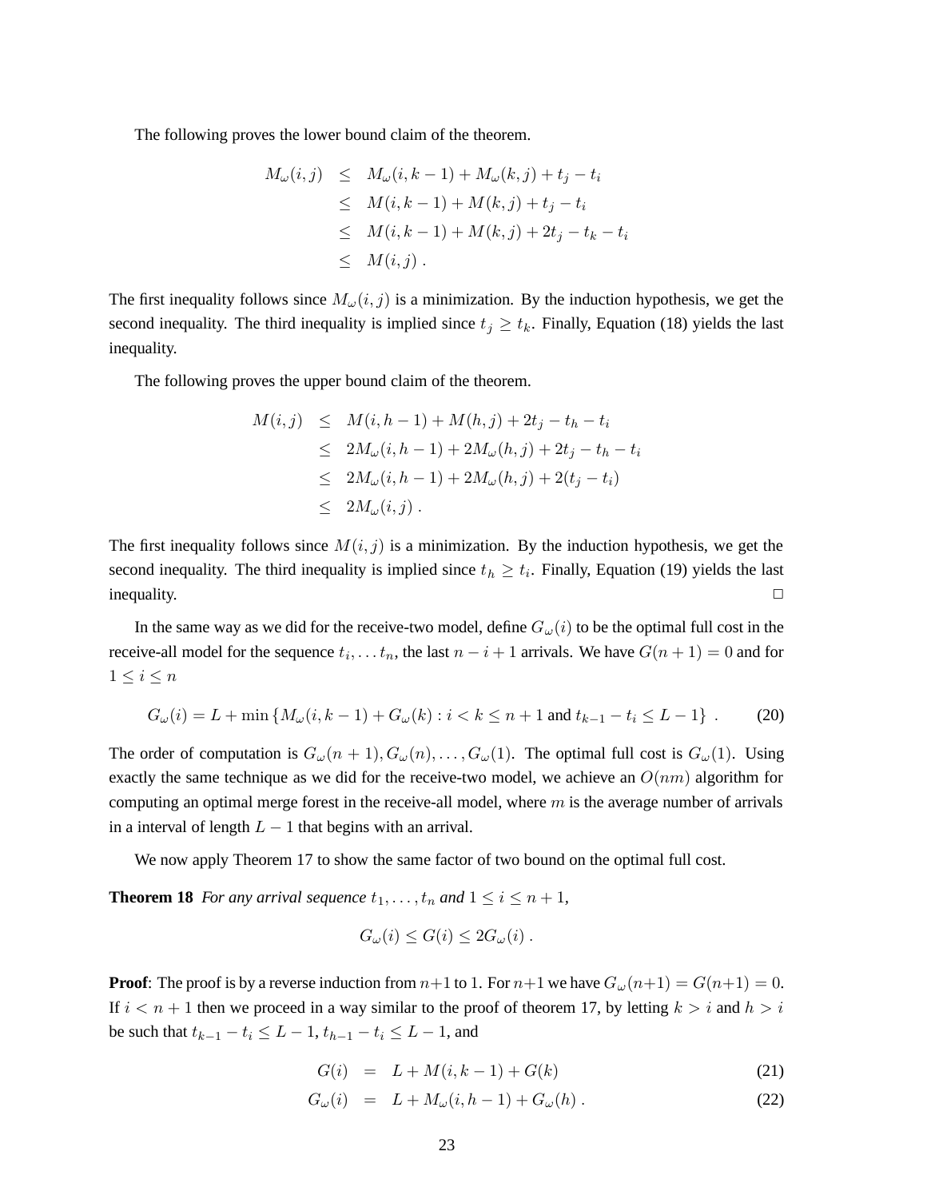The following proves the lower bound claim of the theorem.

$$
\begin{aligned}
M_\omega(i,j) &\le M_\omega(i,k-1) + M_\omega(k,j) + t_j - t_i \\
&\le M(i,k-1) + M(k,j) + t_j - t_i \\
&\le M(i,k-1) + M(k,j) + 2t_j - t_k - t_i \\
&\le M(i,j) \; .
\end{aligned}
$$

The first inequality follows since $M_\omega(i,j)$ is a minimization. By the induction hypothesis, we get the second inequality. The third inequality is implied since $t_j \ge t_k$. Finally, Equation (18) yields the last inequality.

The following proves the upper bound claim of the theorem.

$$
\begin{aligned}
M(i,j) &\le M(i,h-1) + M(h,j) + 2t_j - t_h - t_i \\
&\le 2M_\omega(i,h-1) + 2M_\omega(h,j) + 2t_j - t_h - t_i \\
&\le 2M_\omega(i,h-1) + 2M_\omega(h,j) + 2(t_j - t_i) \\
&\le 2M_\omega(i,j) \; .
\end{aligned}
$$

The first inequality follows since $M(i,j)$ is a minimization. By the induction hypothesis, we get the second inequality. The third inequality is implied since $t_h \ge t_i$. Finally, Equation (19) yields the last inequality. □

In the same way as we did for the receive-two model, define $G_\omega(i)$ to be the optimal full cost in the receive-all model for the sequence $t_i, \ldots t_n$, the last $n-i+1$ arrivals. We have $G(n+1) = 0$ and for $1 \le i \le n$

$$
G_\omega(i) = L + \min\left\{M_\omega(i,k-1) + G_\omega(k) : i < k \le n+1 \text{ and } t_{k-1} - t_i \le L-1\right\} \; . \tag{20}
$$

The order of computation is $G_\omega(n+1), G_\omega(n), \ldots, G_\omega(1)$. The optimal full cost is $G_\omega(1)$. Using exactly the same technique as we did for the receive-two model, we achieve an $O(nm)$ algorithm for computing an optimal merge forest in the receive-all model, where $m$ is the average number of arrivals in a interval of length $L-1$ that begins with an arrival.

We now apply Theorem 17 to show the same factor of two bound on the optimal full cost.

**Theorem 18** *For any arrival sequence $t_1, \ldots, t_n$ and $1 \le i \le n+1$,*

$$
G_\omega(i) \le G(i) \le 2G_\omega(i) \; .
$$

**Proof**: The proof is by a reverse induction from $n+1$ to 1. For $n+1$ we have $G_\omega(n+1) = G(n+1) = 0$. If $i < n+1$ then we proceed in a way similar to the proof of theorem 17, by letting $k > i$ and $h > i$ be such that $t_{k-1} - t_i \le L-1$, $t_{h-1} - t_i \le L-1$, and

$$
G(i) = L + M(i,k-1) + G(k) \tag{21}
$$

$$
G_\omega(i) = L + M_\omega(i,h-1) + G_\omega(h) \; . \tag{22}
$$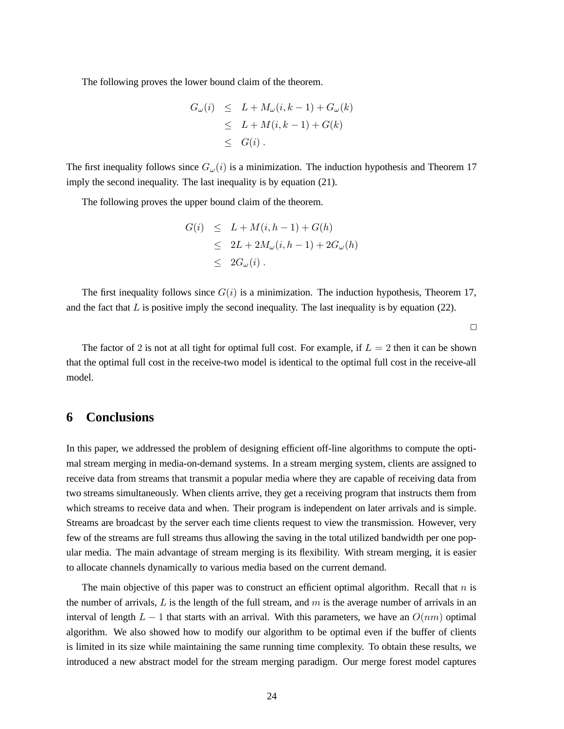The following proves the lower bound claim of the theorem.

$$
\begin{aligned}
G_\omega(i) &\leq L + M_\omega(i, k-1) + G_\omega(k) \\
&\leq L + M(i, k-1) + G(k) \\
&\leq G(i) \; .
\end{aligned}
$$

The first inequality follows since $G_\omega(i)$ is a minimization. The induction hypothesis and Theorem 17 imply the second inequality. The last inequality is by equation (21).

The following proves the upper bound claim of the theorem.

$$
\begin{aligned}
G(i) &\leq L + M(i, h-1) + G(h) \\
&\leq 2L + 2M_\omega(i, h-1) + 2G_\omega(h) \\
&\leq 2G_\omega(i) \; .
\end{aligned}
$$

The first inequality follows since $G(i)$ is a minimization. The induction hypothesis, Theorem 17, and the fact that $L$ is positive imply the second inequality. The last inequality is by equation (22).

□

The factor of 2 is not at all tight for optimal full cost. For example, if $L = 2$ then it can be shown that the optimal full cost in the receive-two model is identical to the optimal full cost in the receive-all model.

## 6 Conclusions

In this paper, we addressed the problem of designing efficient off-line algorithms to compute the optimal stream merging in media-on-demand systems. In a stream merging system, clients are assigned to receive data from streams that transmit a popular media where they are capable of receiving data from two streams simultaneously. When clients arrive, they get a receiving program that instructs them from which streams to receive data and when. Their program is independent on later arrivals and is simple. Streams are broadcast by the server each time clients request to view the transmission. However, very few of the streams are full streams thus allowing the saving in the total utilized bandwidth per one popular media. The main advantage of stream merging is its flexibility. With stream merging, it is easier to allocate channels dynamically to various media based on the current demand.

The main objective of this paper was to construct an efficient optimal algorithm. Recall that $n$ is the number of arrivals, $L$ is the length of the full stream, and $m$ is the average number of arrivals in an interval of length $L - 1$ that starts with an arrival. With this parameters, we have an $O(nm)$ optimal algorithm. We also showed how to modify our algorithm to be optimal even if the buffer of clients is limited in its size while maintaining the same running time complexity. To obtain these results, we introduced a new abstract model for the stream merging paradigm. Our merge forest model captures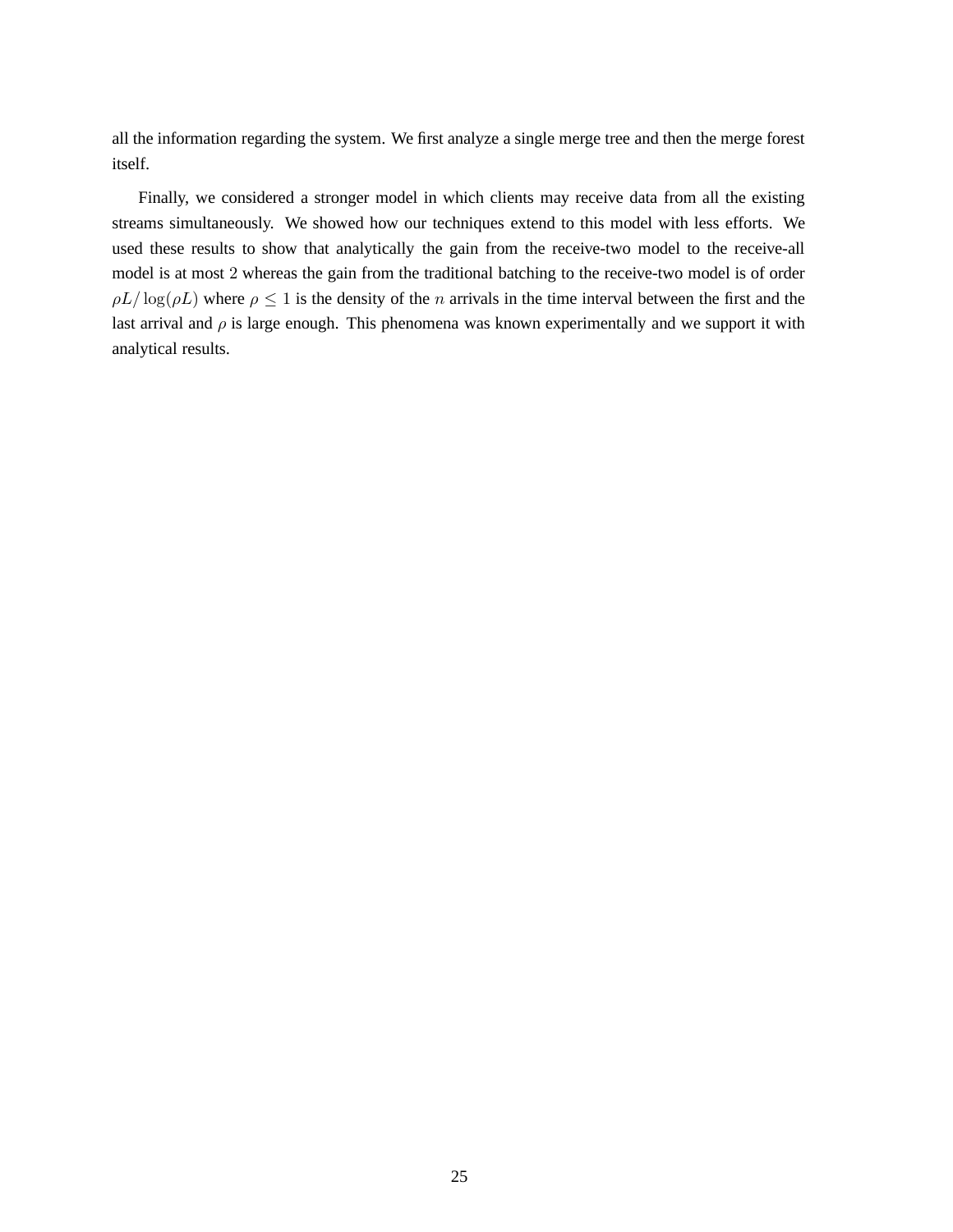all the information regarding the system. We first analyze a single merge tree and then the merge forest itself.

Finally, we considered a stronger model in which clients may receive data from all the existing streams simultaneously. We showed how our techniques extend to this model with less efforts. We used these results to show that analytically the gain from the receive-two model to the receive-all model is at most 2 whereas the gain from the traditional batching to the receive-two model is of order $\rho L / \log(\rho L)$ where $\rho \leq 1$ is the density of the $n$ arrivals in the time interval between the first and the last arrival and $\rho$ is large enough. This phenomena was known experimentally and we support it with analytical results.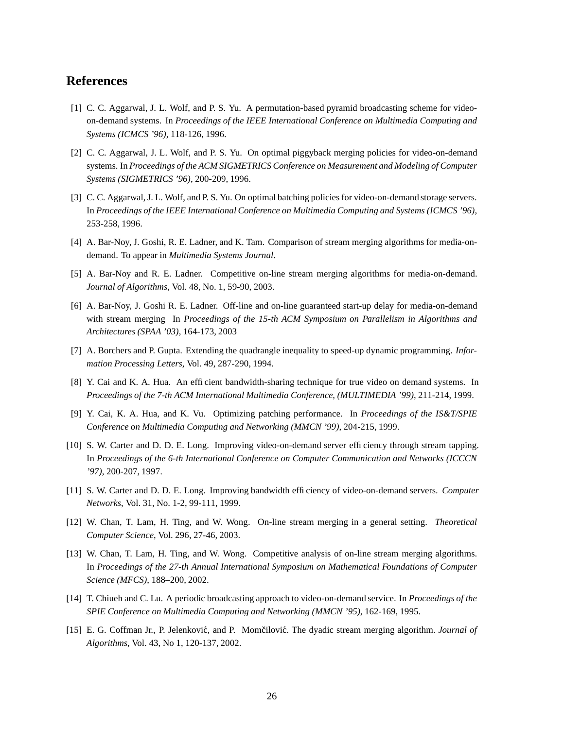## References

[1] C. C. Aggarwal, J. L. Wolf, and P. S. Yu. A permutation-based pyramid broadcasting scheme for video-on-demand systems. In *Proceedings of the IEEE International Conference on Multimedia Computing and Systems (ICMCS '96)*, 118-126, 1996.

[2] C. C. Aggarwal, J. L. Wolf, and P. S. Yu. On optimal piggyback merging policies for video-on-demand systems. In *Proceedings of the ACM SIGMETRICS Conference on Measurement and Modeling of Computer Systems (SIGMETRICS '96)*, 200-209, 1996.

[3] C. C. Aggarwal, J. L. Wolf, and P. S. Yu. On optimal batching policies for video-on-demand storage servers. In *Proceedings of the IEEE International Conference on Multimedia Computing and Systems (ICMCS '96)*, 253-258, 1996.

[4] A. Bar-Noy, J. Goshi, R. E. Ladner, and K. Tam. Comparison of stream merging algorithms for media-on-demand. To appear in *Multimedia Systems Journal*.

[5] A. Bar-Noy and R. E. Ladner. Competitive on-line stream merging algorithms for media-on-demand. *Journal of Algorithms*, Vol. 48, No. 1, 59-90, 2003.

[6] A. Bar-Noy, J. Goshi R. E. Ladner. Off-line and on-line guaranteed start-up delay for media-on-demand with stream merging In *Proceedings of the 15-th ACM Symposium on Parallelism in Algorithms and Architectures (SPAA '03)*, 164-173, 2003

[7] A. Borchers and P. Gupta. Extending the quadrangle inequality to speed-up dynamic programming. *Information Processing Letters*, Vol. 49, 287-290, 1994.

[8] Y. Cai and K. A. Hua. An efficient bandwidth-sharing technique for true video on demand systems. In *Proceedings of the 7-th ACM International Multimedia Conference, (MULTIMEDIA '99)*, 211-214, 1999.

[9] Y. Cai, K. A. Hua, and K. Vu. Optimizing patching performance. In *Proceedings of the IS&T/SPIE Conference on Multimedia Computing and Networking (MMCN '99)*, 204-215, 1999.

[10] S. W. Carter and D. D. E. Long. Improving video-on-demand server efficiency through stream tapping. In *Proceedings of the 6-th International Conference on Computer Communication and Networks (ICCCN '97)*, 200-207, 1997.

[11] S. W. Carter and D. D. E. Long. Improving bandwidth efficiency of video-on-demand servers. *Computer Networks*, Vol. 31, No. 1-2, 99-111, 1999.

[12] W. Chan, T. Lam, H. Ting, and W. Wong. On-line stream merging in a general setting. *Theoretical Computer Science*, Vol. 296, 27-46, 2003.

[13] W. Chan, T. Lam, H. Ting, and W. Wong. Competitive analysis of on-line stream merging algorithms. In *Proceedings of the 27-th Annual International Symposium on Mathematical Foundations of Computer Science (MFCS)*, 188–200, 2002.

[14] T. Chiueh and C. Lu. A periodic broadcasting approach to video-on-demand service. In *Proceedings of the SPIE Conference on Multimedia Computing and Networking (MMCN '95)*, 162-169, 1995.

[15] E. G. Coffman Jr., P. Jelenković, and P. Momčilović. The dyadic stream merging algorithm. *Journal of Algorithms*, Vol. 43, No 1, 120-137, 2002.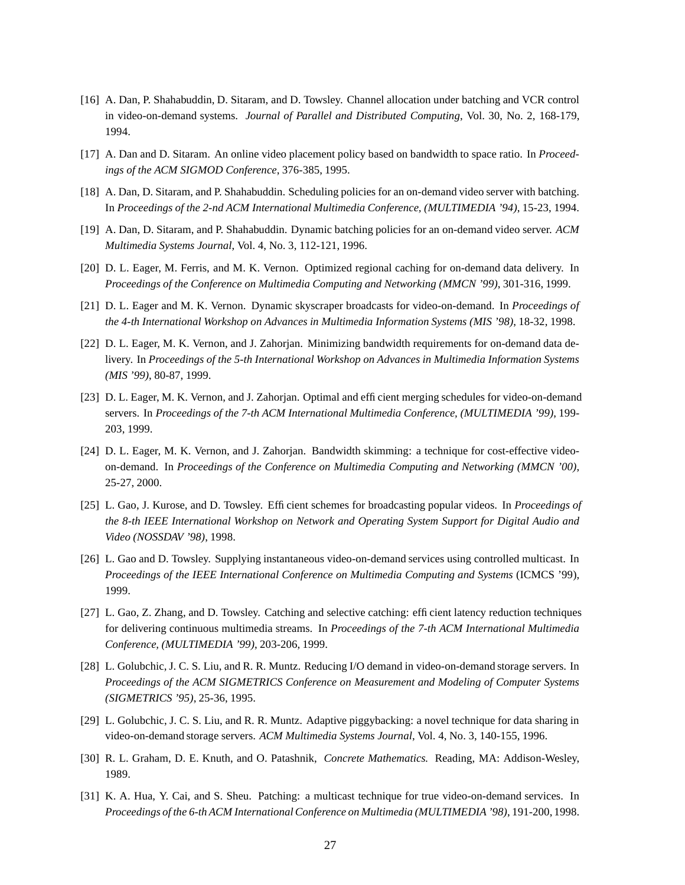[16] A. Dan, P. Shahabuddin, D. Sitaram, and D. Towsley. Channel allocation under batching and VCR control in video-on-demand systems. *Journal of Parallel and Distributed Computing*, Vol. 30, No. 2, 168-179, 1994.

[17] A. Dan and D. Sitaram. An online video placement policy based on bandwidth to space ratio. In *Proceedings of the ACM SIGMOD Conference*, 376-385, 1995.

[18] A. Dan, D. Sitaram, and P. Shahabuddin. Scheduling policies for an on-demand video server with batching. In *Proceedings of the 2-nd ACM International Multimedia Conference, (MULTIMEDIA '94)*, 15-23, 1994.

[19] A. Dan, D. Sitaram, and P. Shahabuddin. Dynamic batching policies for an on-demand video server. *ACM Multimedia Systems Journal*, Vol. 4, No. 3, 112-121, 1996.

[20] D. L. Eager, M. Ferris, and M. K. Vernon. Optimized regional caching for on-demand data delivery. In *Proceedings of the Conference on Multimedia Computing and Networking (MMCN '99)*, 301-316, 1999.

[21] D. L. Eager and M. K. Vernon. Dynamic skyscraper broadcasts for video-on-demand. In *Proceedings of the 4-th International Workshop on Advances in Multimedia Information Systems (MIS '98)*, 18-32, 1998.

[22] D. L. Eager, M. K. Vernon, and J. Zahorjan. Minimizing bandwidth requirements for on-demand data delivery. In *Proceedings of the 5-th International Workshop on Advances in Multimedia Information Systems (MIS '99)*, 80-87, 1999.

[23] D. L. Eager, M. K. Vernon, and J. Zahorjan. Optimal and efficient merging schedules for video-on-demand servers. In *Proceedings of the 7-th ACM International Multimedia Conference, (MULTIMEDIA '99)*, 199-203, 1999.

[24] D. L. Eager, M. K. Vernon, and J. Zahorjan. Bandwidth skimming: a technique for cost-effective video-on-demand. In *Proceedings of the Conference on Multimedia Computing and Networking (MMCN '00)*, 25-27, 2000.

[25] L. Gao, J. Kurose, and D. Towsley. Efficient schemes for broadcasting popular videos. In *Proceedings of the 8-th IEEE International Workshop on Network and Operating System Support for Digital Audio and Video (NOSSDAV '98)*, 1998.

[26] L. Gao and D. Towsley. Supplying instantaneous video-on-demand services using controlled multicast. In *Proceedings of the IEEE International Conference on Multimedia Computing and Systems* (ICMCS '99), 1999.

[27] L. Gao, Z. Zhang, and D. Towsley. Catching and selective catching: efficient latency reduction techniques for delivering continuous multimedia streams. In *Proceedings of the 7-th ACM International Multimedia Conference, (MULTIMEDIA '99)*, 203-206, 1999.

[28] L. Golubchic, J. C. S. Liu, and R. R. Muntz. Reducing I/O demand in video-on-demand storage servers. In *Proceedings of the ACM SIGMETRICS Conference on Measurement and Modeling of Computer Systems (SIGMETRICS '95)*, 25-36, 1995.

[29] L. Golubchic, J. C. S. Liu, and R. R. Muntz. Adaptive piggybacking: a novel technique for data sharing in video-on-demand storage servers. *ACM Multimedia Systems Journal*, Vol. 4, No. 3, 140-155, 1996.

[30] R. L. Graham, D. E. Knuth, and O. Patashnik, *Concrete Mathematics.* Reading, MA: Addison-Wesley, 1989.

[31] K. A. Hua, Y. Cai, and S. Sheu. Patching: a multicast technique for true video-on-demand services. In *Proceedings of the 6-th ACM International Conference on Multimedia (MULTIMEDIA '98)*, 191-200, 1998.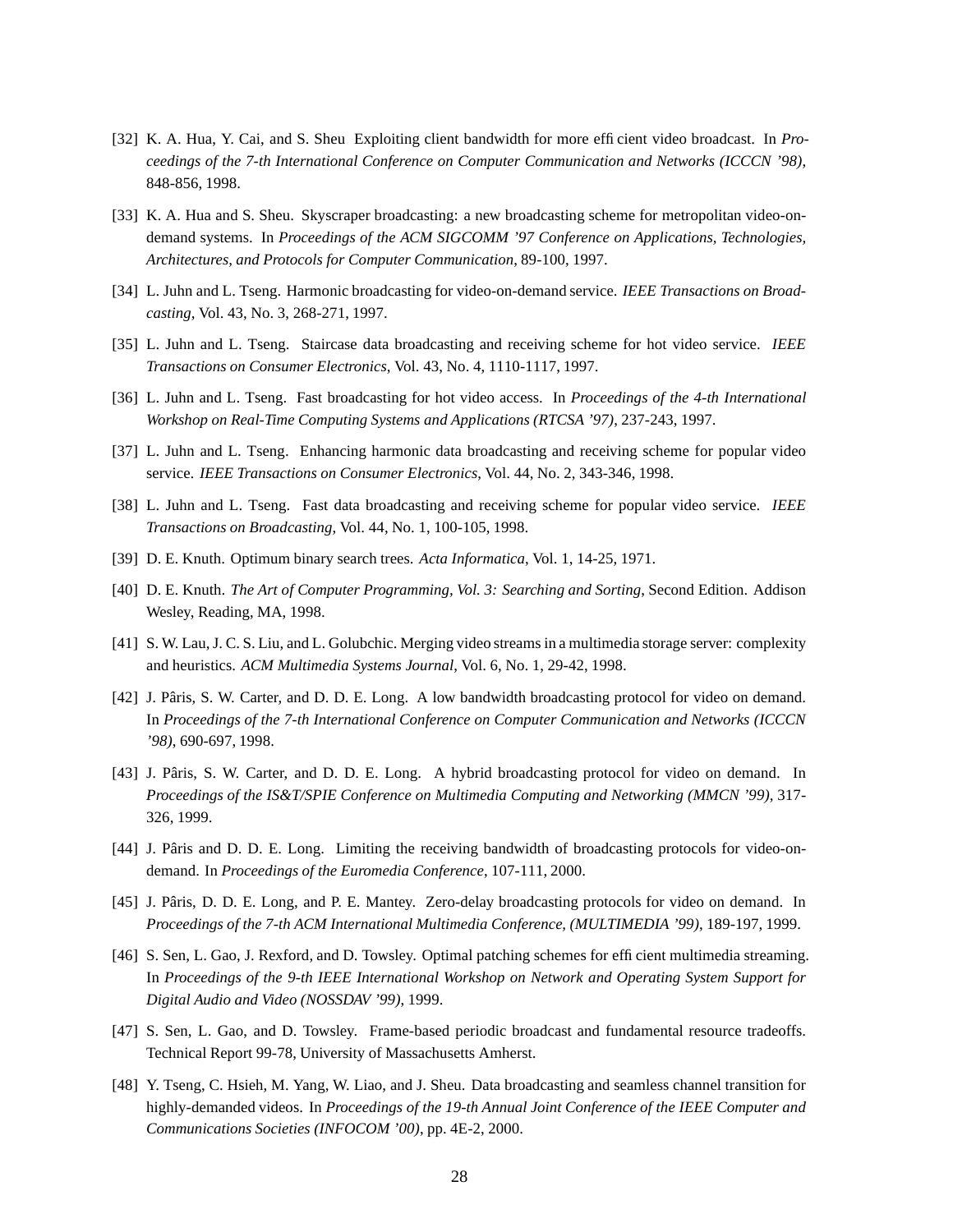[32] K. A. Hua, Y. Cai, and S. Sheu Exploiting client bandwidth for more efficient video broadcast. In *Proceedings of the 7-th International Conference on Computer Communication and Networks (ICCCN '98)*, 848-856, 1998.

[33] K. A. Hua and S. Sheu. Skyscraper broadcasting: a new broadcasting scheme for metropolitan video-on-demand systems. In *Proceedings of the ACM SIGCOMM '97 Conference on Applications, Technologies, Architectures, and Protocols for Computer Communication*, 89-100, 1997.

[34] L. Juhn and L. Tseng. Harmonic broadcasting for video-on-demand service. *IEEE Transactions on Broadcasting*, Vol. 43, No. 3, 268-271, 1997.

[35] L. Juhn and L. Tseng. Staircase data broadcasting and receiving scheme for hot video service. *IEEE Transactions on Consumer Electronics*, Vol. 43, No. 4, 1110-1117, 1997.

[36] L. Juhn and L. Tseng. Fast broadcasting for hot video access. In *Proceedings of the 4-th International Workshop on Real-Time Computing Systems and Applications (RTCSA '97)*, 237-243, 1997.

[37] L. Juhn and L. Tseng. Enhancing harmonic data broadcasting and receiving scheme for popular video service. *IEEE Transactions on Consumer Electronics*, Vol. 44, No. 2, 343-346, 1998.

[38] L. Juhn and L. Tseng. Fast data broadcasting and receiving scheme for popular video service. *IEEE Transactions on Broadcasting*, Vol. 44, No. 1, 100-105, 1998.

[39] D. E. Knuth. Optimum binary search trees. *Acta Informatica*, Vol. 1, 14-25, 1971.

[40] D. E. Knuth. *The Art of Computer Programming, Vol. 3: Searching and Sorting*, Second Edition. Addison Wesley, Reading, MA, 1998.

[41] S. W. Lau, J. C. S. Liu, and L. Golubchic. Merging video streams in a multimedia storage server: complexity and heuristics. *ACM Multimedia Systems Journal*, Vol. 6, No. 1, 29-42, 1998.

[42] J. Pâris, S. W. Carter, and D. D. E. Long. A low bandwidth broadcasting protocol for video on demand. In *Proceedings of the 7-th International Conference on Computer Communication and Networks (ICCCN '98)*, 690-697, 1998.

[43] J. Pâris, S. W. Carter, and D. D. E. Long. A hybrid broadcasting protocol for video on demand. In *Proceedings of the IS&T/SPIE Conference on Multimedia Computing and Networking (MMCN '99)*, 317-326, 1999.

[44] J. Pâris and D. D. E. Long. Limiting the receiving bandwidth of broadcasting protocols for video-on-demand. In *Proceedings of the Euromedia Conference*, 107-111, 2000.

[45] J. Pâris, D. D. E. Long, and P. E. Mantey. Zero-delay broadcasting protocols for video on demand. In *Proceedings of the 7-th ACM International Multimedia Conference, (MULTIMEDIA '99)*, 189-197, 1999.

[46] S. Sen, L. Gao, J. Rexford, and D. Towsley. Optimal patching schemes for efficient multimedia streaming. In *Proceedings of the 9-th IEEE International Workshop on Network and Operating System Support for Digital Audio and Video (NOSSDAV '99)*, 1999.

[47] S. Sen, L. Gao, and D. Towsley. Frame-based periodic broadcast and fundamental resource tradeoffs. Technical Report 99-78, University of Massachusetts Amherst.

[48] Y. Tseng, C. Hsieh, M. Yang, W. Liao, and J. Sheu. Data broadcasting and seamless channel transition for highly-demanded videos. In *Proceedings of the 19-th Annual Joint Conference of the IEEE Computer and Communications Societies (INFOCOM '00)*, pp. 4E-2, 2000.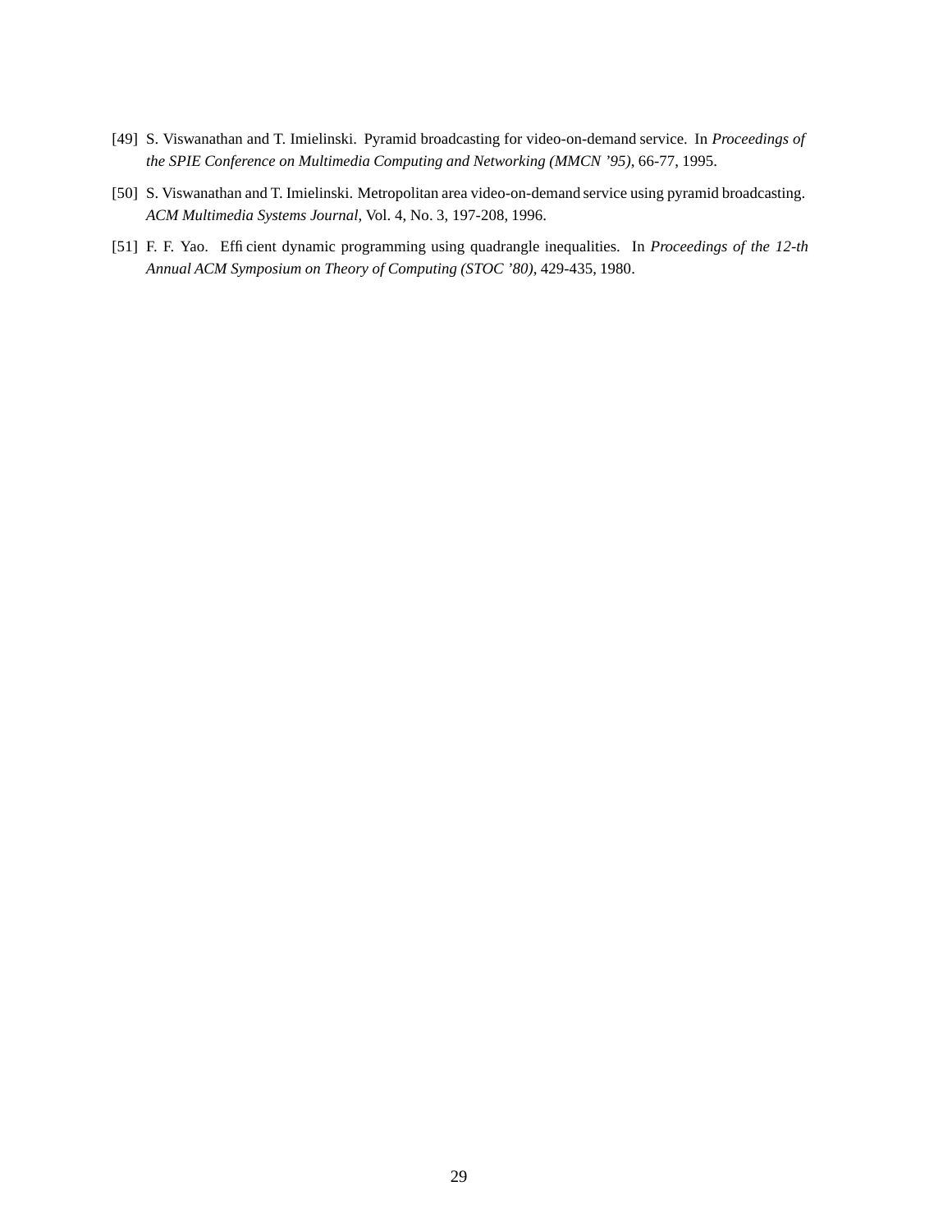[49] S. Viswanathan and T. Imielinski. Pyramid broadcasting for video-on-demand service. In *Proceedings of the SPIE Conference on Multimedia Computing and Networking (MMCN '95)*, 66-77, 1995.

[50] S. Viswanathan and T. Imielinski. Metropolitan area video-on-demand service using pyramid broadcasting. *ACM Multimedia Systems Journal*, Vol. 4, No. 3, 197-208, 1996.

[51] F. F. Yao. Efficient dynamic programming using quadrangle inequalities. In *Proceedings of the 12-th Annual ACM Symposium on Theory of Computing (STOC '80)*, 429-435, 1980.